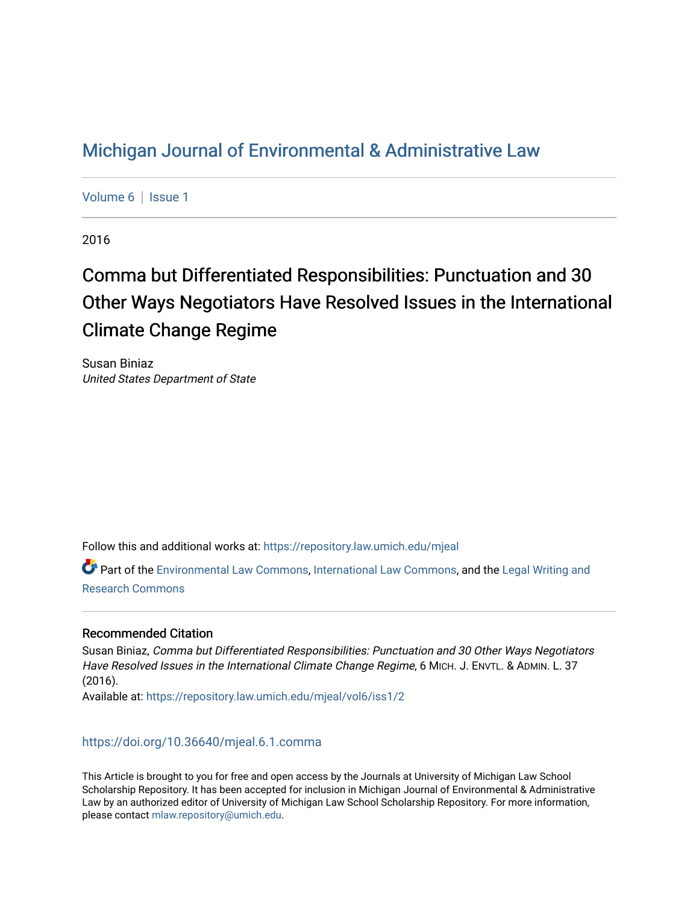# Michigan Journal of Environmental & Administrative Law

Volume 6 | Issue 1

2016

## Comma but Differentiated Responsibilities: Punctuation and 30 Other Ways Negotiators Have Resolved Issues in the International Climate Change Regime

Susan Biniaz
*United States Department of State*

Follow this and additional works at: https://repository.law.umich.edu/mjeal

Part of the Environmental Law Commons, International Law Commons, and the Legal Writing and Research Commons

### Recommended Citation

Susan Biniaz, *Comma but Differentiated Responsibilities: Punctuation and 30 Other Ways Negotiators Have Resolved Issues in the International Climate Change Regime*, 6 MICH. J. ENVTL. & ADMIN. L. 37 (2016).
Available at: https://repository.law.umich.edu/mjeal/vol6/iss1/2

https://doi.org/10.36640/mjeal.6.1.comma

This Article is brought to you for free and open access by the Journals at University of Michigan Law School Scholarship Repository. It has been accepted for inclusion in Michigan Journal of Environmental & Administrative Law by an authorized editor of University of Michigan Law School Scholarship Repository. For more information, please contact mlaw.repository@umich.edu.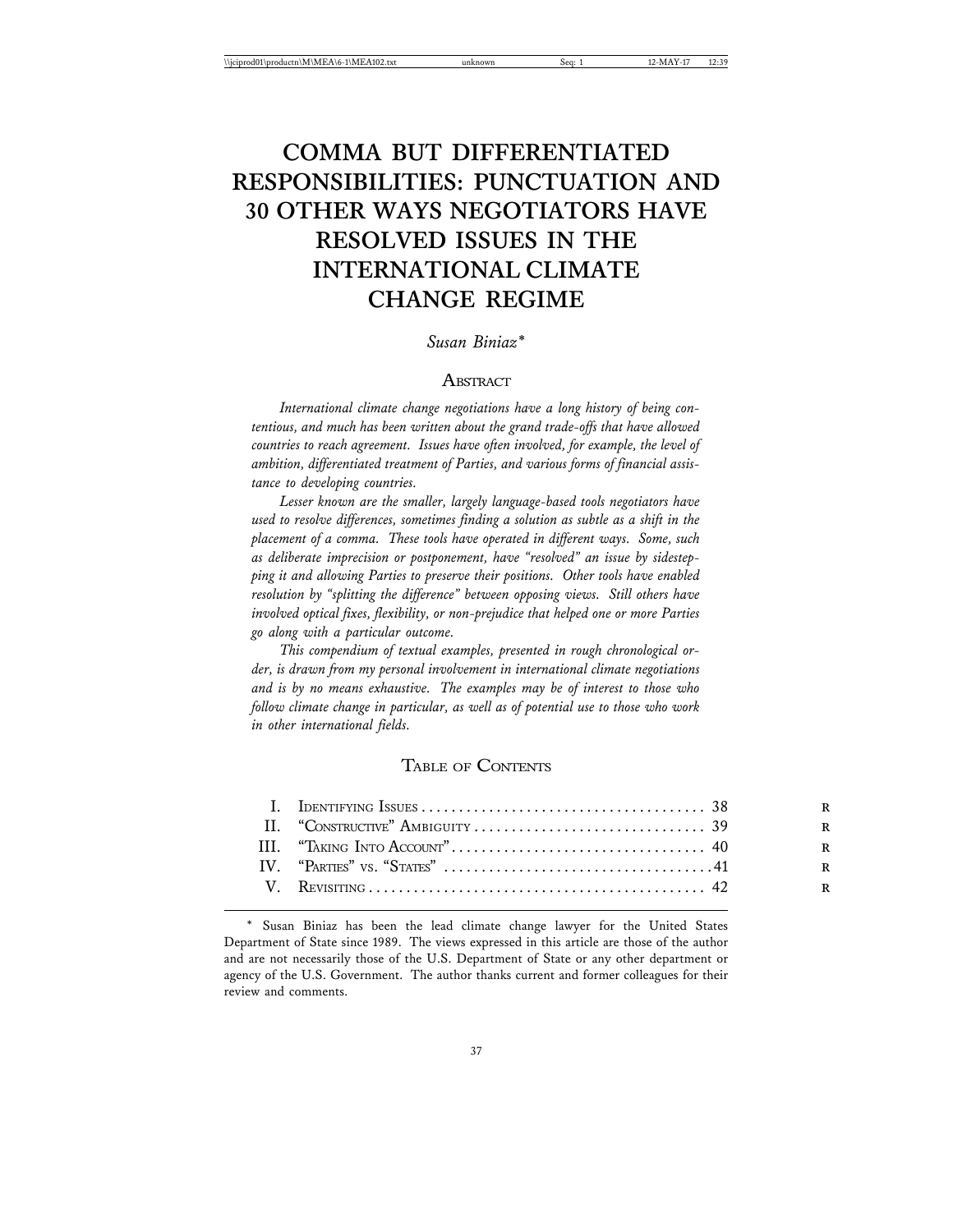# COMMA BUT DIFFERENTIATED RESPONSIBILITIES: PUNCTUATION AND 30 OTHER WAYS NEGOTIATORS HAVE RESOLVED ISSUES IN THE INTERNATIONAL CLIMATE CHANGE REGIME

*Susan Biniaz**

## Abstract

*International climate change negotiations have a long history of being contentious, and much has been written about the grand trade-offs that have allowed countries to reach agreement. Issues have often involved, for example, the level of ambition, differentiated treatment of Parties, and various forms of financial assistance to developing countries.*

*Lesser known are the smaller, largely language-based tools negotiators have used to resolve differences, sometimes finding a solution as subtle as a shift in the placement of a comma. These tools have operated in different ways. Some, such as deliberate imprecision or postponement, have "resolved" an issue by sidestepping it and allowing Parties to preserve their positions. Other tools have enabled resolution by "splitting the difference" between opposing views. Still others have involved optical fixes, flexibility, or non-prejudice that helped one or more Parties go along with a particular outcome.*

*This compendium of textual examples, presented in rough chronological order, is drawn from my personal involvement in international climate negotiations and is by no means exhaustive. The examples may be of interest to those who follow climate change in particular, as well as of potential use to those who work in other international fields.*

## Table of Contents

| | | |
|---|---|---|
| I. | Identifying Issues | 38 |
| II. | "Constructive" Ambiguity | 39 |
| III. | "Taking Into Account" | 40 |
| IV. | "Parties" vs. "States" | 41 |
| V. | Revisiting | 42 |

\* Susan Biniaz has been the lead climate change lawyer for the United States Department of State since 1989. The views expressed in this article are those of the author and are not necessarily those of the U.S. Department of State or any other department or agency of the U.S. Government. The author thanks current and former colleagues for their review and comments.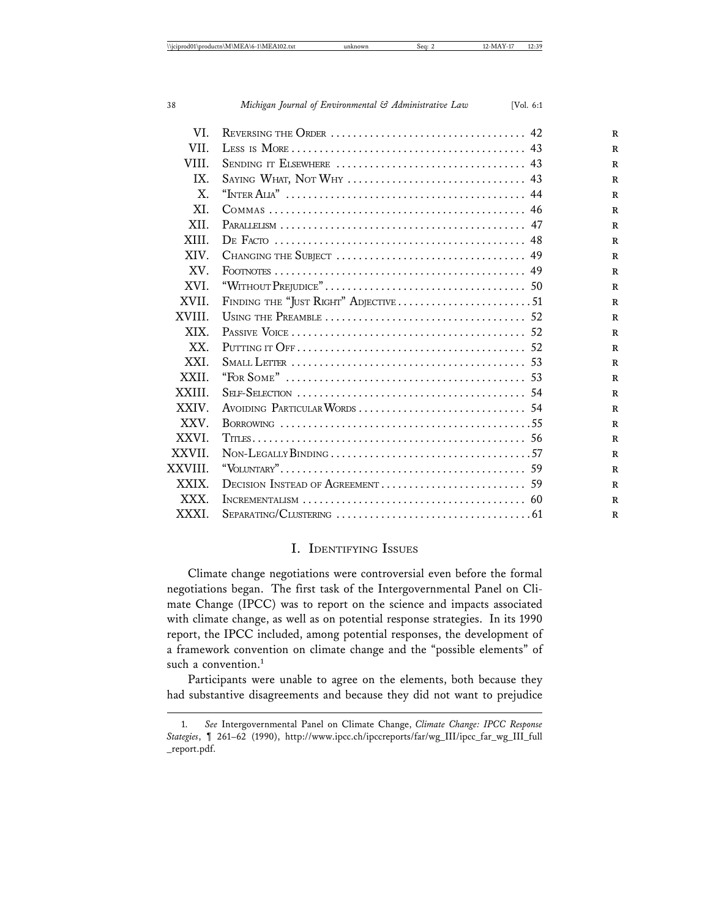| | | |
|---|---|---|
| VI. | Reversing the Order | 42 |
| VII. | Less is More | 43 |
| VIII. | Sending it Elsewhere | 43 |
| IX. | Saying What, Not Why | 43 |
| X. | "Inter Alia" | 44 |
| XI. | Commas | 46 |
| XII. | Parallelism | 47 |
| XIII. | De Facto | 48 |
| XIV. | Changing the Subject | 49 |
| XV. | Footnotes | 49 |
| XVI. | "Without Prejudice" | 50 |
| XVII. | Finding the "Just Right" Adjective | 51 |
| XVIII. | Using the Preamble | 52 |
| XIX. | Passive Voice | 52 |
| XX. | Putting it Off | 52 |
| XXI. | Small Letter | 53 |
| XXII. | "For Some" | 53 |
| XXIII. | Self-Selection | 54 |
| XXIV. | Avoiding Particular Words | 54 |
| XXV. | Borrowing | 55 |
| XXVI. | Titles | 56 |
| XXVII. | Non-Legally Binding | 57 |
| XXVIII. | "Voluntary" | 59 |
| XXIX. | Decision Instead of Agreement | 59 |
| XXX. | Incrementalism | 60 |
| XXXI. | Separating/Clustering | 61 |

## I. Identifying Issues

Climate change negotiations were controversial even before the formal negotiations began. The first task of the Intergovernmental Panel on Climate Change (IPCC) was to report on the science and impacts associated with climate change, as well as on potential response strategies. In its 1990 report, the IPCC included, among potential responses, the development of a framework convention on climate change and the "possible elements" of such a convention.[1]

Participants were unable to agree on the elements, both because they had substantive disagreements and because they did not want to prejudice

1. *See* Intergovernmental Panel on Climate Change, *Climate Change: IPCC Response Stategies*, ¶ 261–62 (1990), http://www.ipcc.ch/ipccreports/far/wg_III/ipcc_far_wg_III_full_report.pdf.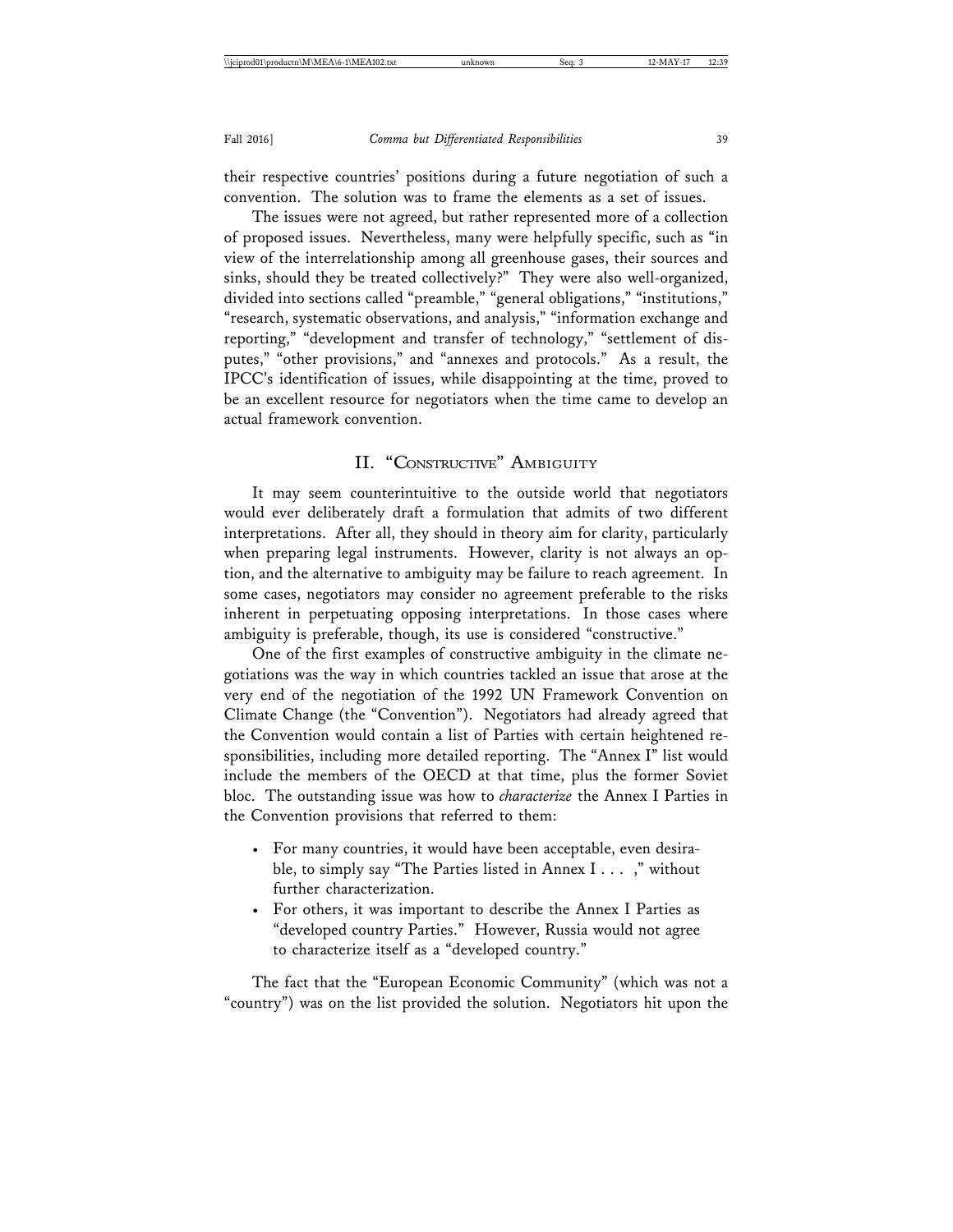their respective countries' positions during a future negotiation of such a convention. The solution was to frame the elements as a set of issues.

The issues were not agreed, but rather represented more of a collection of proposed issues. Nevertheless, many were helpfully specific, such as "in view of the interrelationship among all greenhouse gases, their sources and sinks, should they be treated collectively?" They were also well-organized, divided into sections called "preamble," "general obligations," "institutions," "research, systematic observations, and analysis," "information exchange and reporting," "development and transfer of technology," "settlement of disputes," "other provisions," and "annexes and protocols." As a result, the IPCC's identification of issues, while disappointing at the time, proved to be an excellent resource for negotiators when the time came to develop an actual framework convention.

## II. "Constructive" Ambiguity

It may seem counterintuitive to the outside world that negotiators would ever deliberately draft a formulation that admits of two different interpretations. After all, they should in theory aim for clarity, particularly when preparing legal instruments. However, clarity is not always an option, and the alternative to ambiguity may be failure to reach agreement. In some cases, negotiators may consider no agreement preferable to the risks inherent in perpetuating opposing interpretations. In those cases where ambiguity is preferable, though, its use is considered "constructive."

One of the first examples of constructive ambiguity in the climate negotiations was the way in which countries tackled an issue that arose at the very end of the negotiation of the 1992 UN Framework Convention on Climate Change (the "Convention"). Negotiators had already agreed that the Convention would contain a list of Parties with certain heightened responsibilities, including more detailed reporting. The "Annex I" list would include the members of the OECD at that time, plus the former Soviet bloc. The outstanding issue was how to *characterize* the Annex I Parties in the Convention provisions that referred to them:

- For many countries, it would have been acceptable, even desirable, to simply say "The Parties listed in Annex I . . . ," without further characterization.
- For others, it was important to describe the Annex I Parties as "developed country Parties." However, Russia would not agree to characterize itself as a "developed country."

The fact that the "European Economic Community" (which was not a "country") was on the list provided the solution. Negotiators hit upon the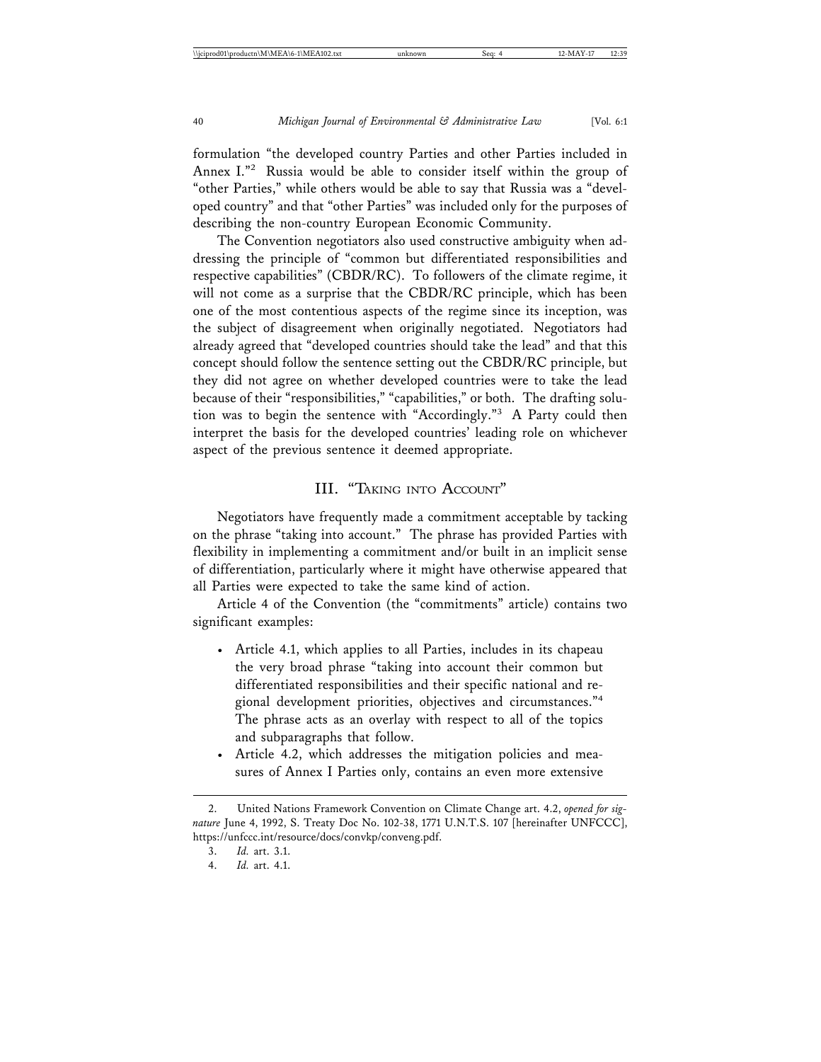formulation "the developed country Parties and other Parties included in Annex I."[2] Russia would be able to consider itself within the group of "other Parties," while others would be able to say that Russia was a "developed country" and that "other Parties" was included only for the purposes of describing the non-country European Economic Community.

The Convention negotiators also used constructive ambiguity when addressing the principle of "common but differentiated responsibilities and respective capabilities" (CBDR/RC). To followers of the climate regime, it will not come as a surprise that the CBDR/RC principle, which has been one of the most contentious aspects of the regime since its inception, was the subject of disagreement when originally negotiated. Negotiators had already agreed that "developed countries should take the lead" and that this concept should follow the sentence setting out the CBDR/RC principle, but they did not agree on whether developed countries were to take the lead because of their "responsibilities," "capabilities," or both. The drafting solution was to begin the sentence with "Accordingly."[3] A Party could then interpret the basis for the developed countries' leading role on whichever aspect of the previous sentence it deemed appropriate.

## III. "Taking into Account"

Negotiators have frequently made a commitment acceptable by tacking on the phrase "taking into account." The phrase has provided Parties with flexibility in implementing a commitment and/or built in an implicit sense of differentiation, particularly where it might have otherwise appeared that all Parties were expected to take the same kind of action.

Article 4 of the Convention (the "commitments" article) contains two significant examples:

- Article 4.1, which applies to all Parties, includes in its chapeau the very broad phrase "taking into account their common but differentiated responsibilities and their specific national and regional development priorities, objectives and circumstances."[4] The phrase acts as an overlay with respect to all of the topics and subparagraphs that follow.
- Article 4.2, which addresses the mitigation policies and measures of Annex I Parties only, contains an even more extensive

---

2. United Nations Framework Convention on Climate Change art. 4.2, *opened for signature* June 4, 1992, S. Treaty Doc No. 102-38, 1771 U.N.T.S. 107 [hereinafter UNFCCC], https://unfccc.int/resource/docs/convkp/conveng.pdf.

3. *Id.* art. 3.1.

4. *Id.* art. 4.1.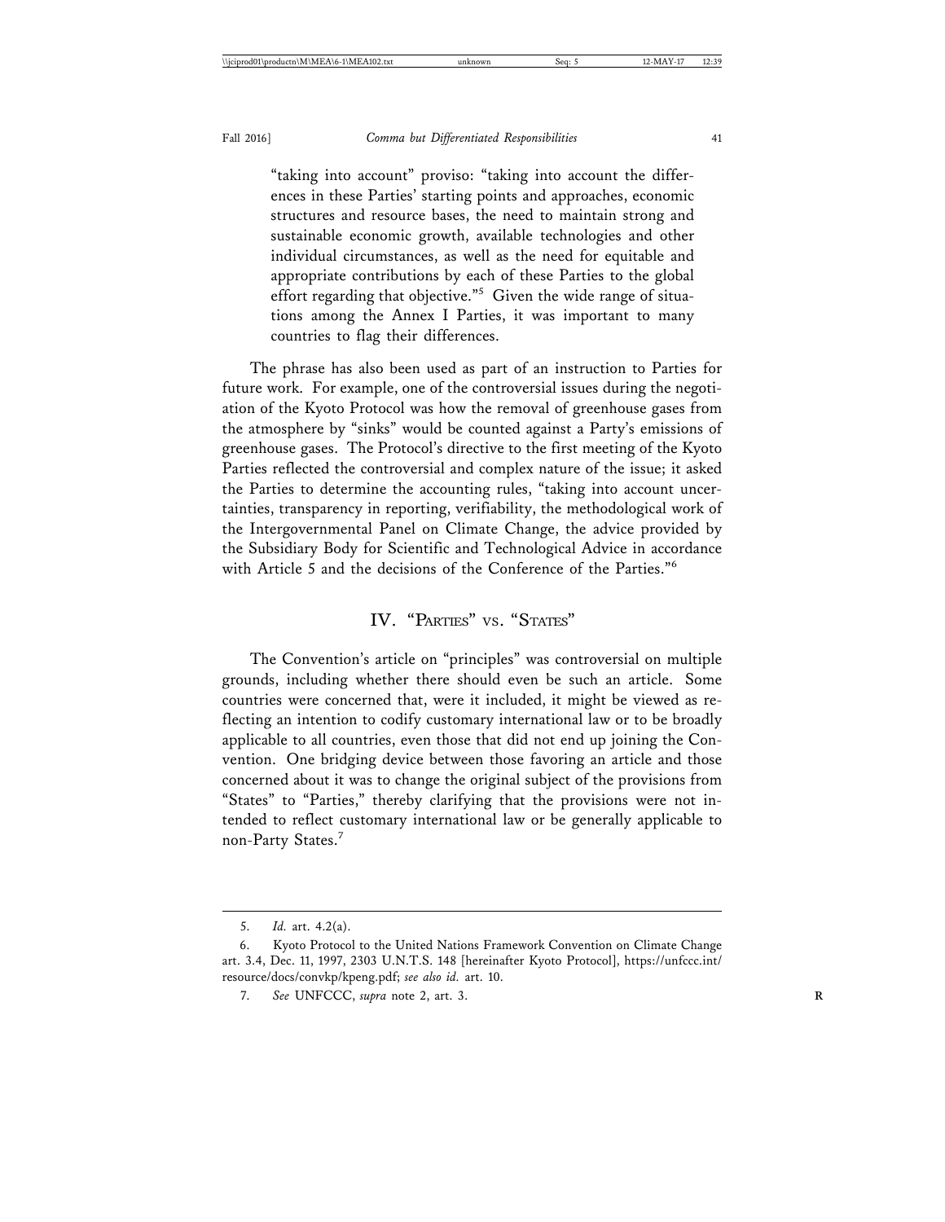> "taking into account" proviso: "taking into account the differences in these Parties' starting points and approaches, economic structures and resource bases, the need to maintain strong and sustainable economic growth, available technologies and other individual circumstances, as well as the need for equitable and appropriate contributions by each of these Parties to the global effort regarding that objective."[5] Given the wide range of situations among the Annex I Parties, it was important to many countries to flag their differences.

The phrase has also been used as part of an instruction to Parties for future work. For example, one of the controversial issues during the negotiation of the Kyoto Protocol was how the removal of greenhouse gases from the atmosphere by "sinks" would be counted against a Party's emissions of greenhouse gases. The Protocol's directive to the first meeting of the Kyoto Parties reflected the controversial and complex nature of the issue; it asked the Parties to determine the accounting rules, "taking into account uncertainties, transparency in reporting, verifiability, the methodological work of the Intergovernmental Panel on Climate Change, the advice provided by the Subsidiary Body for Scientific and Technological Advice in accordance with Article 5 and the decisions of the Conference of the Parties."[6]

## IV. "PARTIES" VS. "STATES"

The Convention's article on "principles" was controversial on multiple grounds, including whether there should even be such an article. Some countries were concerned that, were it included, it might be viewed as reflecting an intention to codify customary international law or to be broadly applicable to all countries, even those that did not end up joining the Convention. One bridging device between those favoring an article and those concerned about it was to change the original subject of the provisions from "States" to "Parties," thereby clarifying that the provisions were not intended to reflect customary international law or be generally applicable to non-Party States.[7]

---

5. *Id.* art. 4.2(a).

6. Kyoto Protocol to the United Nations Framework Convention on Climate Change art. 3.4, Dec. 11, 1997, 2303 U.N.T.S. 148 [hereinafter Kyoto Protocol], https://unfccc.int/resource/docs/convkp/kpeng.pdf; *see also id.* art. 10.

7. *See* UNFCCC, *supra* note 2, art. 3.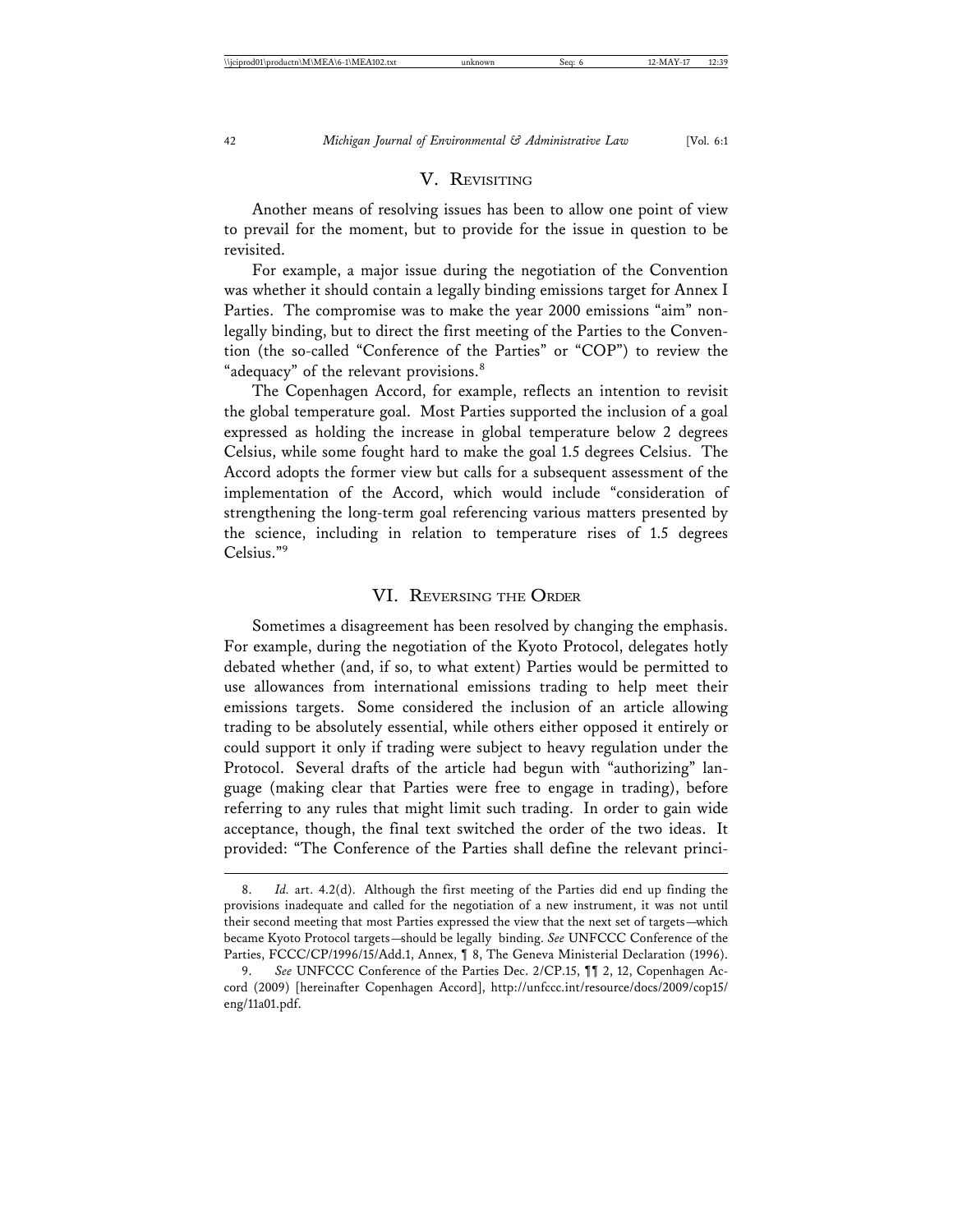## V. Revisiting

Another means of resolving issues has been to allow one point of view to prevail for the moment, but to provide for the issue in question to be revisited.

For example, a major issue during the negotiation of the Convention was whether it should contain a legally binding emissions target for Annex I Parties. The compromise was to make the year 2000 emissions "aim" non-legally binding, but to direct the first meeting of the Parties to the Convention (the so-called "Conference of the Parties" or "COP") to review the "adequacy" of the relevant provisions.[8]

The Copenhagen Accord, for example, reflects an intention to revisit the global temperature goal. Most Parties supported the inclusion of a goal expressed as holding the increase in global temperature below 2 degrees Celsius, while some fought hard to make the goal 1.5 degrees Celsius. The Accord adopts the former view but calls for a subsequent assessment of the implementation of the Accord, which would include "consideration of strengthening the long-term goal referencing various matters presented by the science, including in relation to temperature rises of 1.5 degrees Celsius."[9]

## VI. Reversing the Order

Sometimes a disagreement has been resolved by changing the emphasis. For example, during the negotiation of the Kyoto Protocol, delegates hotly debated whether (and, if so, to what extent) Parties would be permitted to use allowances from international emissions trading to help meet their emissions targets. Some considered the inclusion of an article allowing trading to be absolutely essential, while others either opposed it entirely or could support it only if trading were subject to heavy regulation under the Protocol. Several drafts of the article had begun with "authorizing" language (making clear that Parties were free to engage in trading), before referring to any rules that might limit such trading. In order to gain wide acceptance, though, the final text switched the order of the two ideas. It provided: "The Conference of the Parties shall define the relevant princi-

---

8. *Id.* art. 4.2(d). Although the first meeting of the Parties did end up finding the provisions inadequate and called for the negotiation of a new instrument, it was not until their second meeting that most Parties expressed the view that the next set of targets—which became Kyoto Protocol targets—should be legally binding. *See* UNFCCC Conference of the Parties, FCCC/CP/1996/15/Add.1, Annex, ¶ 8, The Geneva Ministerial Declaration (1996).

9. *See* UNFCCC Conference of the Parties Dec. 2/CP.15, ¶¶ 2, 12, Copenhagen Accord (2009) [hereinafter Copenhagen Accord], http://unfccc.int/resource/docs/2009/cop15/eng/11a01.pdf.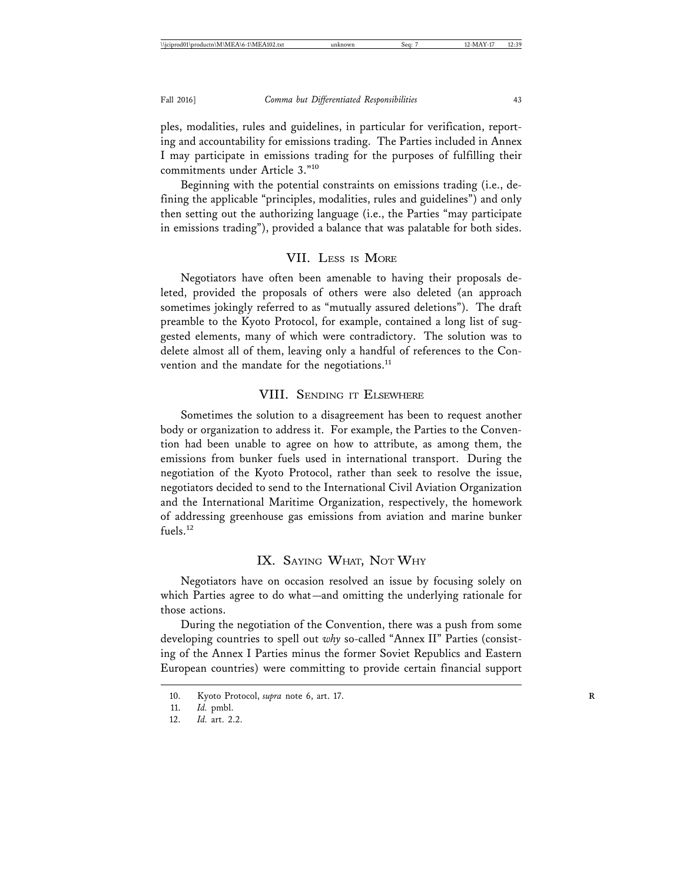ples, modalities, rules and guidelines, in particular for verification, reporting and accountability for emissions trading. The Parties included in Annex I may participate in emissions trading for the purposes of fulfilling their commitments under Article 3."[10]

Beginning with the potential constraints on emissions trading (i.e., defining the applicable "principles, modalities, rules and guidelines") and only then setting out the authorizing language (i.e., the Parties "may participate in emissions trading"), provided a balance that was palatable for both sides.

## VII. Less is More

Negotiators have often been amenable to having their proposals deleted, provided the proposals of others were also deleted (an approach sometimes jokingly referred to as "mutually assured deletions"). The draft preamble to the Kyoto Protocol, for example, contained a long list of suggested elements, many of which were contradictory. The solution was to delete almost all of them, leaving only a handful of references to the Convention and the mandate for the negotiations.[11]

## VIII. Sending it Elsewhere

Sometimes the solution to a disagreement has been to request another body or organization to address it. For example, the Parties to the Convention had been unable to agree on how to attribute, as among them, the emissions from bunker fuels used in international transport. During the negotiation of the Kyoto Protocol, rather than seek to resolve the issue, negotiators decided to send to the International Civil Aviation Organization and the International Maritime Organization, respectively, the homework of addressing greenhouse gas emissions from aviation and marine bunker fuels.[12]

## IX. Saying What, Not Why

Negotiators have on occasion resolved an issue by focusing solely on which Parties agree to do what—and omitting the underlying rationale for those actions.

During the negotiation of the Convention, there was a push from some developing countries to spell out *why* so-called "Annex II" Parties (consisting of the Annex I Parties minus the former Soviet Republics and Eastern European countries) were committing to provide certain financial support

---

10. Kyoto Protocol, *supra* note 6, art. 17.
11. *Id.* pmbl.
12. *Id.* art. 2.2.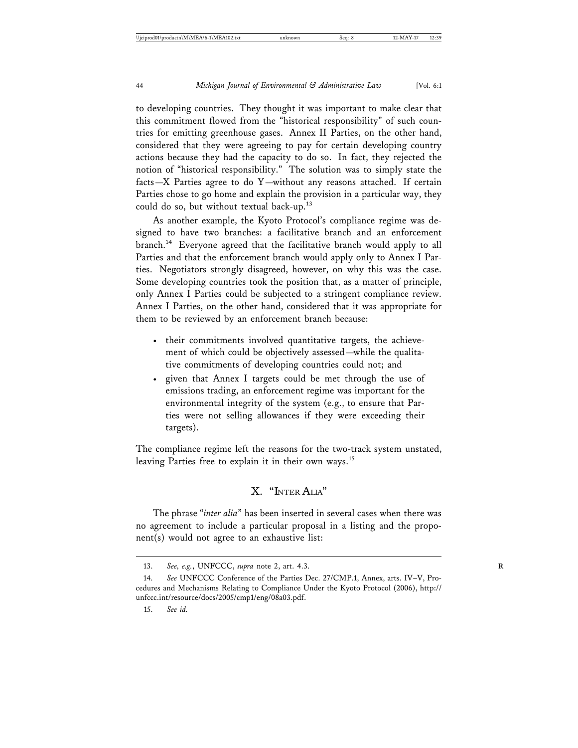to developing countries. They thought it was important to make clear that this commitment flowed from the "historical responsibility" of such countries for emitting greenhouse gases. Annex II Parties, on the other hand, considered that they were agreeing to pay for certain developing country actions because they had the capacity to do so. In fact, they rejected the notion of "historical responsibility." The solution was to simply state the facts—X Parties agree to do Y—without any reasons attached. If certain Parties chose to go home and explain the provision in a particular way, they could do so, but without textual back-up.[13]

As another example, the Kyoto Protocol's compliance regime was designed to have two branches: a facilitative branch and an enforcement branch.[14] Everyone agreed that the facilitative branch would apply to all Parties and that the enforcement branch would apply only to Annex I Parties. Negotiators strongly disagreed, however, on why this was the case. Some developing countries took the position that, as a matter of principle, only Annex I Parties could be subjected to a stringent compliance review. Annex I Parties, on the other hand, considered that it was appropriate for them to be reviewed by an enforcement branch because:

- their commitments involved quantitative targets, the achievement of which could be objectively assessed—while the qualitative commitments of developing countries could not; and
- given that Annex I targets could be met through the use of emissions trading, an enforcement regime was important for the environmental integrity of the system (e.g., to ensure that Parties were not selling allowances if they were exceeding their targets).

The compliance regime left the reasons for the two-track system unstated, leaving Parties free to explain it in their own ways.[15]

## X. "INTER ALIA"

The phrase "*inter alia*" has been inserted in several cases when there was no agreement to include a particular proposal in a listing and the proponent(s) would not agree to an exhaustive list:

---

13. *See, e.g.*, UNFCCC, *supra* note 2, art. 4.3.

14. *See* UNFCCC Conference of the Parties Dec. 27/CMP.1, Annex, arts. IV–V, Procedures and Mechanisms Relating to Compliance Under the Kyoto Protocol (2006), http://unfccc.int/resource/docs/2005/cmp1/eng/08a03.pdf.

15. *See id.*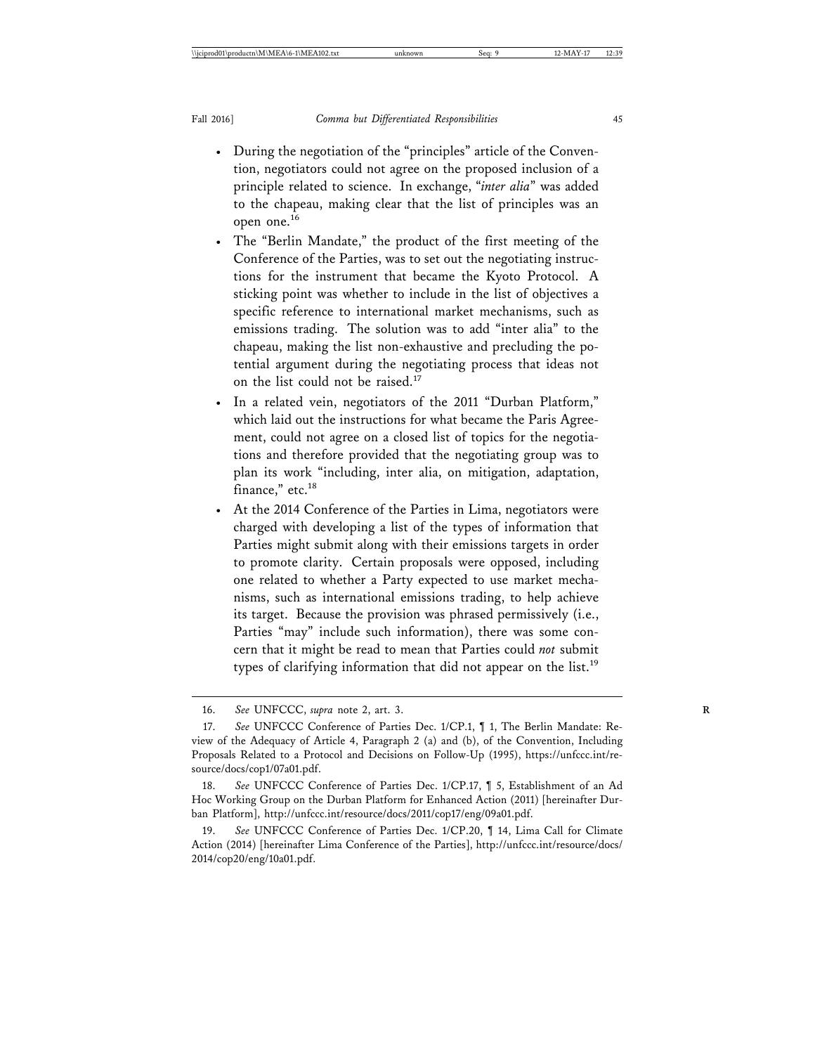- During the negotiation of the "principles" article of the Convention, negotiators could not agree on the proposed inclusion of a principle related to science. In exchange, "*inter alia*" was added to the chapeau, making clear that the list of principles was an open one.[16]
- The "Berlin Mandate," the product of the first meeting of the Conference of the Parties, was to set out the negotiating instructions for the instrument that became the Kyoto Protocol. A sticking point was whether to include in the list of objectives a specific reference to international market mechanisms, such as emissions trading. The solution was to add "inter alia" to the chapeau, making the list non-exhaustive and precluding the potential argument during the negotiating process that ideas not on the list could not be raised.[17]
- In a related vein, negotiators of the 2011 "Durban Platform," which laid out the instructions for what became the Paris Agreement, could not agree on a closed list of topics for the negotiations and therefore provided that the negotiating group was to plan its work "including, inter alia, on mitigation, adaptation, finance," etc.[18]
- At the 2014 Conference of the Parties in Lima, negotiators were charged with developing a list of the types of information that Parties might submit along with their emissions targets in order to promote clarity. Certain proposals were opposed, including one related to whether a Party expected to use market mechanisms, such as international emissions trading, to help achieve its target. Because the provision was phrased permissively (i.e., Parties "may" include such information), there was some concern that it might be read to mean that Parties could *not* submit types of clarifying information that did not appear on the list.[19]

---

16. *See* UNFCCC, *supra* note 2, art. 3.

17. *See* UNFCCC Conference of Parties Dec. 1/CP.1, ¶ 1, The Berlin Mandate: Review of the Adequacy of Article 4, Paragraph 2 (a) and (b), of the Convention, Including Proposals Related to a Protocol and Decisions on Follow-Up (1995), https://unfccc.int/resource/docs/cop1/07a01.pdf.

18. *See* UNFCCC Conference of Parties Dec. 1/CP.17, ¶ 5, Establishment of an Ad Hoc Working Group on the Durban Platform for Enhanced Action (2011) [hereinafter Durban Platform], http://unfccc.int/resource/docs/2011/cop17/eng/09a01.pdf.

19. *See* UNFCCC Conference of Parties Dec. 1/CP.20, ¶ 14, Lima Call for Climate Action (2014) [hereinafter Lima Conference of the Parties], http://unfccc.int/resource/docs/2014/cop20/eng/10a01.pdf.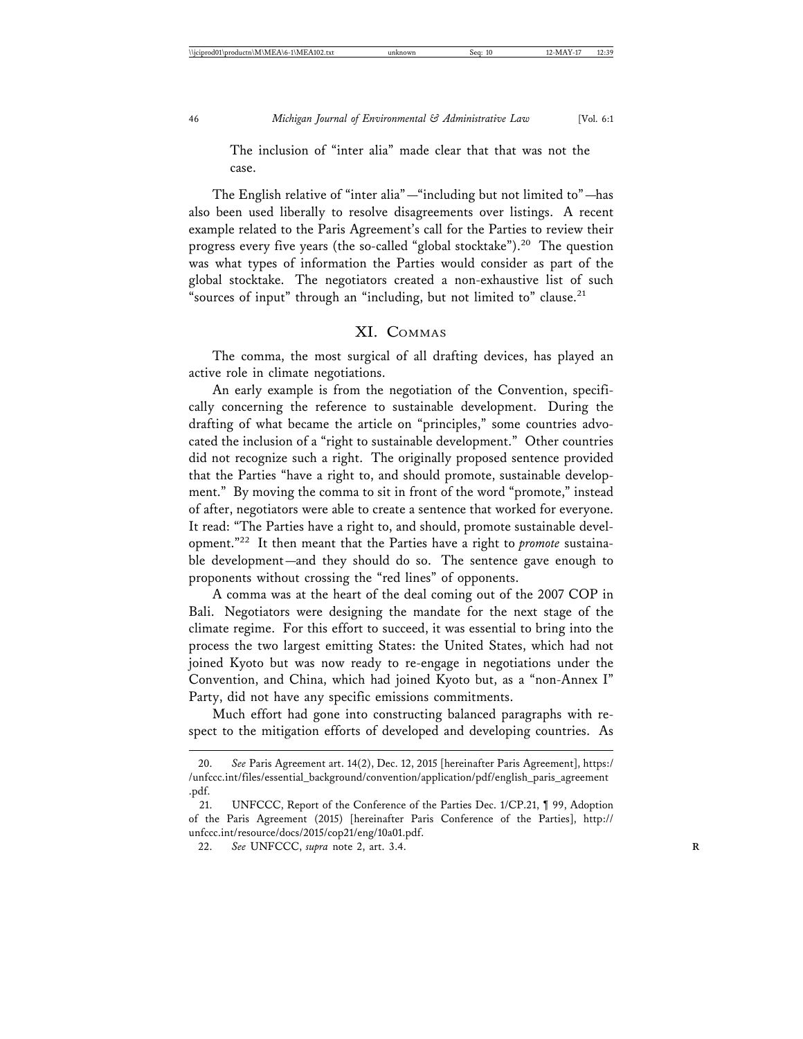The inclusion of "inter alia" made clear that that was not the case.

The English relative of "inter alia"—"including but not limited to"—has also been used liberally to resolve disagreements over listings. A recent example related to the Paris Agreement's call for the Parties to review their progress every five years (the so-called "global stocktake").[20] The question was what types of information the Parties would consider as part of the global stocktake. The negotiators created a non-exhaustive list of such "sources of input" through an "including, but not limited to" clause.[21]

## XI. Commas

The comma, the most surgical of all drafting devices, has played an active role in climate negotiations.

An early example is from the negotiation of the Convention, specifically concerning the reference to sustainable development. During the drafting of what became the article on "principles," some countries advocated the inclusion of a "right to sustainable development." Other countries did not recognize such a right. The originally proposed sentence provided that the Parties "have a right to, and should promote, sustainable development." By moving the comma to sit in front of the word "promote," instead of after, negotiators were able to create a sentence that worked for everyone. It read: "The Parties have a right to, and should, promote sustainable development."[22] It then meant that the Parties have a right to *promote* sustainable development—and they should do so. The sentence gave enough to proponents without crossing the "red lines" of opponents.

A comma was at the heart of the deal coming out of the 2007 COP in Bali. Negotiators were designing the mandate for the next stage of the climate regime. For this effort to succeed, it was essential to bring into the process the two largest emitting States: the United States, which had not joined Kyoto but was now ready to re-engage in negotiations under the Convention, and China, which had joined Kyoto but, as a "non-Annex I" Party, did not have any specific emissions commitments.

Much effort had gone into constructing balanced paragraphs with respect to the mitigation efforts of developed and developing countries. As

---

20. *See* Paris Agreement art. 14(2), Dec. 12, 2015 [hereinafter Paris Agreement], https://unfccc.int/files/essential_background/convention/application/pdf/english_paris_agreement.pdf.

21. UNFCCC, Report of the Conference of the Parties Dec. 1/CP.21, ¶ 99, Adoption of the Paris Agreement (2015) [hereinafter Paris Conference of the Parties], http://unfccc.int/resource/docs/2015/cop21/eng/10a01.pdf.

22. *See* UNFCCC, *supra* note 2, art. 3.4.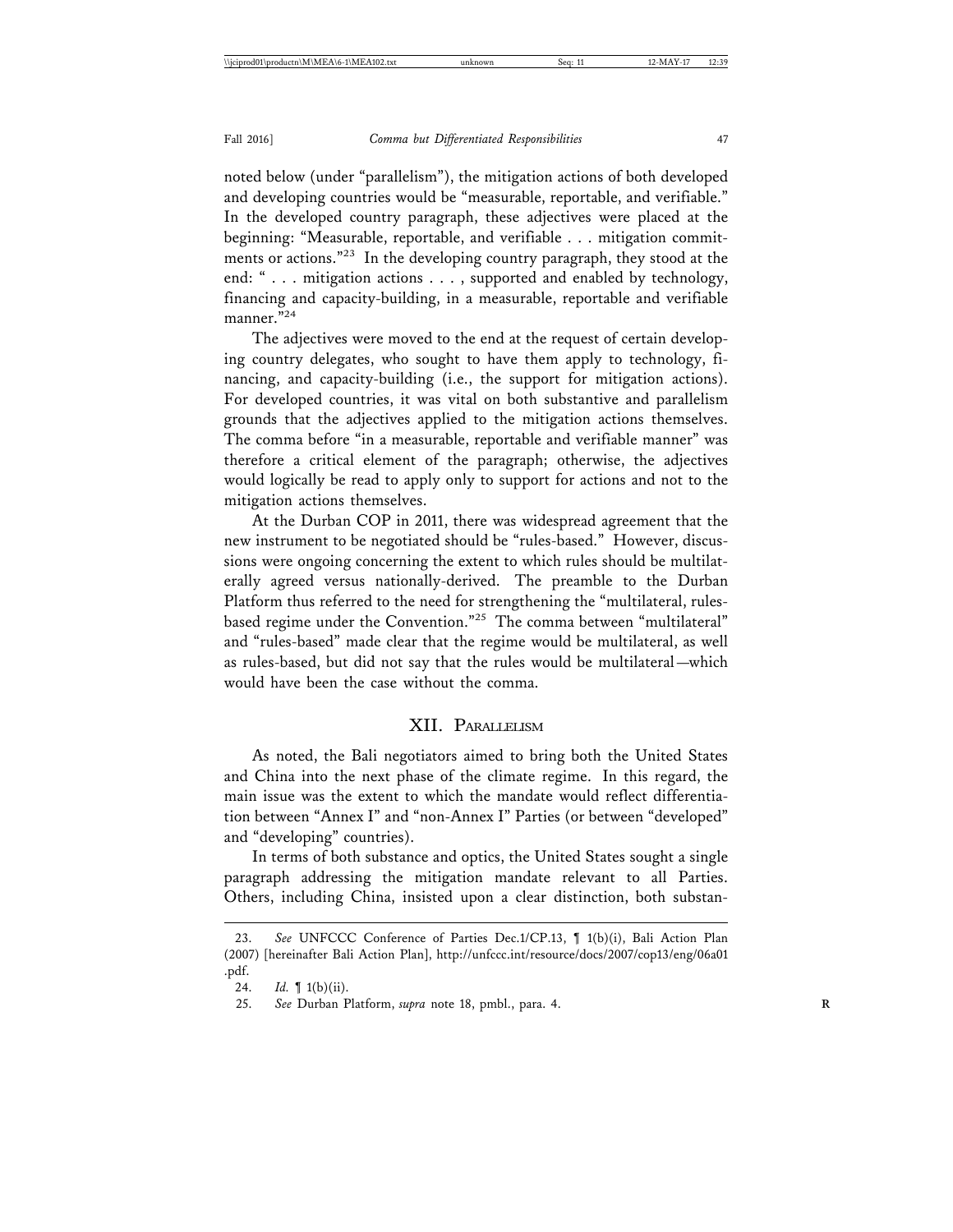noted below (under "parallelism"), the mitigation actions of both developed and developing countries would be "measurable, reportable, and verifiable." In the developed country paragraph, these adjectives were placed at the beginning: "Measurable, reportable, and verifiable . . . mitigation commitments or actions."[23] In the developing country paragraph, they stood at the end: " . . . mitigation actions . . . , supported and enabled by technology, financing and capacity-building, in a measurable, reportable and verifiable manner."[24]

The adjectives were moved to the end at the request of certain developing country delegates, who sought to have them apply to technology, financing, and capacity-building (i.e., the support for mitigation actions). For developed countries, it was vital on both substantive and parallelism grounds that the adjectives applied to the mitigation actions themselves. The comma before "in a measurable, reportable and verifiable manner" was therefore a critical element of the paragraph; otherwise, the adjectives would logically be read to apply only to support for actions and not to the mitigation actions themselves.

At the Durban COP in 2011, there was widespread agreement that the new instrument to be negotiated should be "rules-based." However, discussions were ongoing concerning the extent to which rules should be multilaterally agreed versus nationally-derived. The preamble to the Durban Platform thus referred to the need for strengthening the "multilateral, rules-based regime under the Convention."[25] The comma between "multilateral" and "rules-based" made clear that the regime would be multilateral, as well as rules-based, but did not say that the rules would be multilateral—which would have been the case without the comma.

## XII. Parallelism

As noted, the Bali negotiators aimed to bring both the United States and China into the next phase of the climate regime. In this regard, the main issue was the extent to which the mandate would reflect differentiation between "Annex I" and "non-Annex I" Parties (or between "developed" and "developing" countries).

In terms of both substance and optics, the United States sought a single paragraph addressing the mitigation mandate relevant to all Parties. Others, including China, insisted upon a clear distinction, both substan-

---

23. *See* UNFCCC Conference of Parties Dec.1/CP.13, ¶ 1(b)(i), Bali Action Plan (2007) [hereinafter Bali Action Plan], http://unfccc.int/resource/docs/2007/cop13/eng/06a01.pdf.

24. *Id.* ¶ 1(b)(ii).

25. *See* Durban Platform, *supra* note 18, pmbl., para. 4.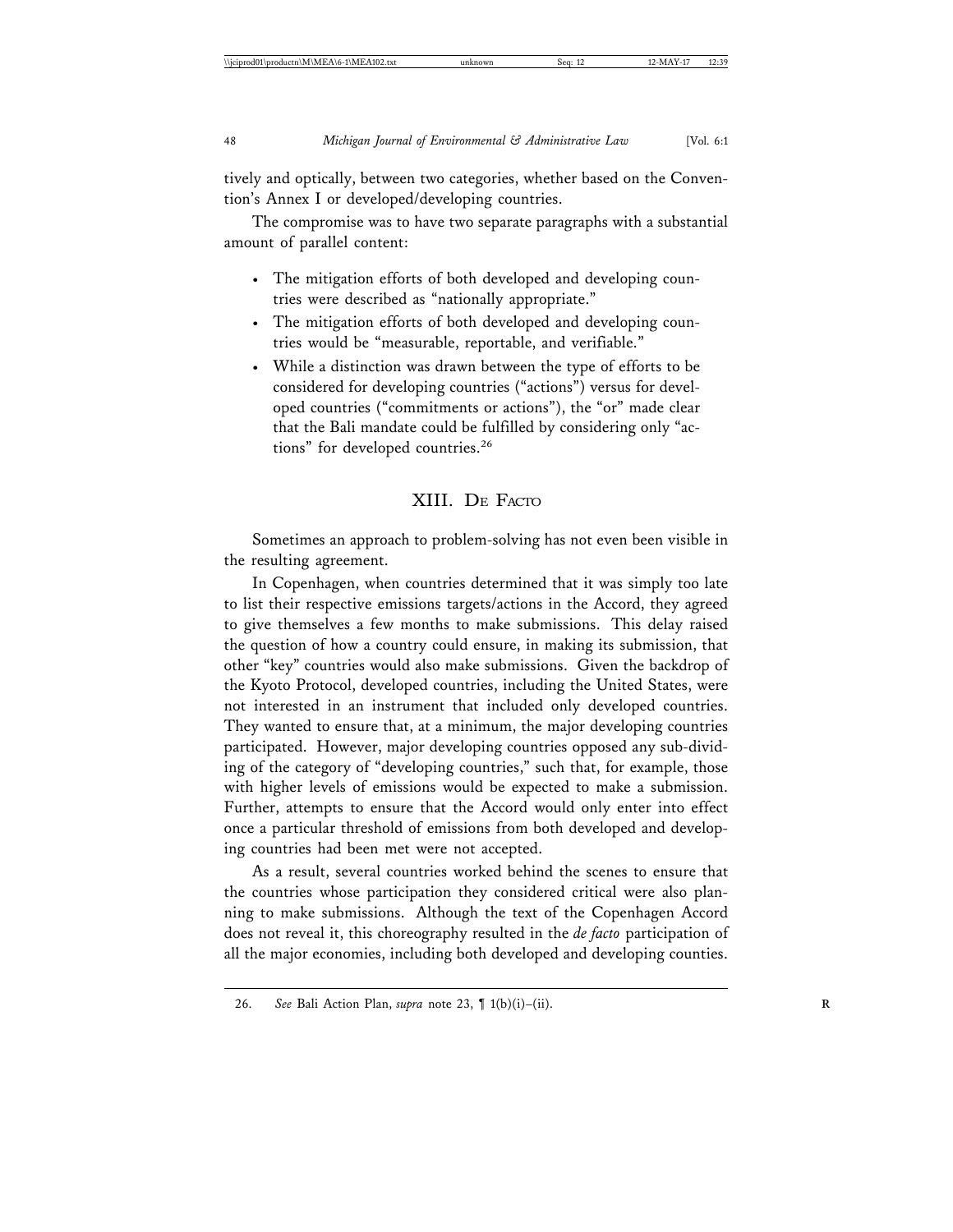tively and optically, between two categories, whether based on the Convention's Annex I or developed/developing countries.

The compromise was to have two separate paragraphs with a substantial amount of parallel content:

- The mitigation efforts of both developed and developing countries were described as "nationally appropriate."
- The mitigation efforts of both developed and developing countries would be "measurable, reportable, and verifiable."
- While a distinction was drawn between the type of efforts to be considered for developing countries ("actions") versus for developed countries ("commitments or actions"), the "or" made clear that the Bali mandate could be fulfilled by considering only "actions" for developed countries.[26]

## XIII. De Facto

Sometimes an approach to problem-solving has not even been visible in the resulting agreement.

In Copenhagen, when countries determined that it was simply too late to list their respective emissions targets/actions in the Accord, they agreed to give themselves a few months to make submissions. This delay raised the question of how a country could ensure, in making its submission, that other "key" countries would also make submissions. Given the backdrop of the Kyoto Protocol, developed countries, including the United States, were not interested in an instrument that included only developed countries. They wanted to ensure that, at a minimum, the major developing countries participated. However, major developing countries opposed any sub-dividing of the category of "developing countries," such that, for example, those with higher levels of emissions would be expected to make a submission. Further, attempts to ensure that the Accord would only enter into effect once a particular threshold of emissions from both developed and developing countries had been met were not accepted.

As a result, several countries worked behind the scenes to ensure that the countries whose participation they considered critical were also planning to make submissions. Although the text of the Copenhagen Accord does not reveal it, this choreography resulted in the *de facto* participation of all the major economies, including both developed and developing counties.

---

26. *See* Bali Action Plan, *supra* note 23, ¶ 1(b)(i)–(ii).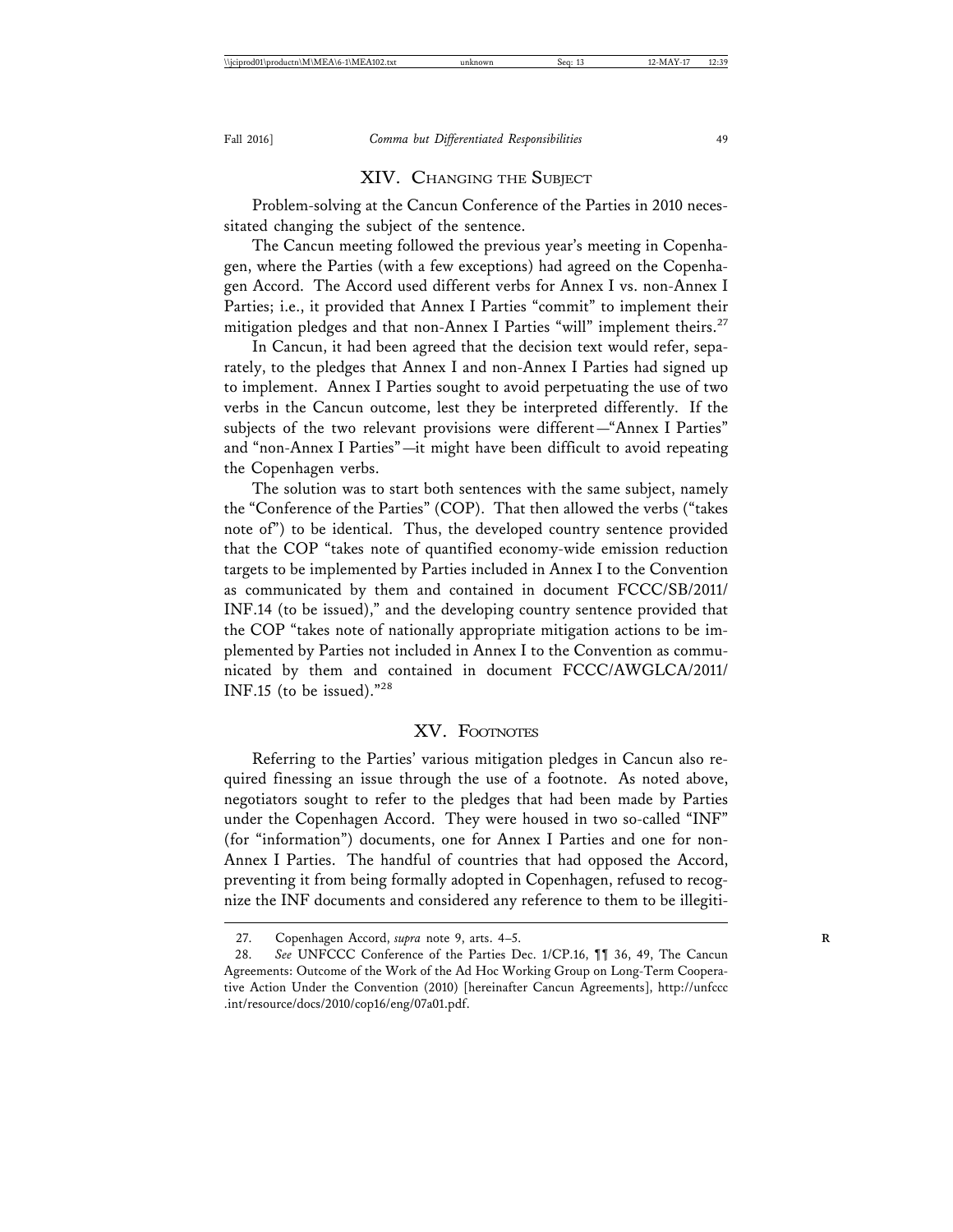## XIV. Changing the Subject

Problem-solving at the Cancun Conference of the Parties in 2010 necessitated changing the subject of the sentence.

The Cancun meeting followed the previous year's meeting in Copenhagen, where the Parties (with a few exceptions) had agreed on the Copenhagen Accord. The Accord used different verbs for Annex I vs. non-Annex I Parties; i.e., it provided that Annex I Parties "commit" to implement their mitigation pledges and that non-Annex I Parties "will" implement theirs.[27]

In Cancun, it had been agreed that the decision text would refer, separately, to the pledges that Annex I and non-Annex I Parties had signed up to implement. Annex I Parties sought to avoid perpetuating the use of two verbs in the Cancun outcome, lest they be interpreted differently. If the subjects of the two relevant provisions were different—"Annex I Parties" and "non-Annex I Parties"—it might have been difficult to avoid repeating the Copenhagen verbs.

The solution was to start both sentences with the same subject, namely the "Conference of the Parties" (COP). That then allowed the verbs ("takes note of") to be identical. Thus, the developed country sentence provided that the COP "takes note of quantified economy-wide emission reduction targets to be implemented by Parties included in Annex I to the Convention as communicated by them and contained in document FCCC/SB/2011/INF.14 (to be issued)," and the developing country sentence provided that the COP "takes note of nationally appropriate mitigation actions to be implemented by Parties not included in Annex I to the Convention as communicated by them and contained in document FCCC/AWGLCA/2011/INF.15 (to be issued)."[28]

## XV. Footnotes

Referring to the Parties' various mitigation pledges in Cancun also required finessing an issue through the use of a footnote. As noted above, negotiators sought to refer to the pledges that had been made by Parties under the Copenhagen Accord. They were housed in two so-called "INF" (for "information") documents, one for Annex I Parties and one for non-Annex I Parties. The handful of countries that had opposed the Accord, preventing it from being formally adopted in Copenhagen, refused to recognize the INF documents and considered any reference to them to be illegiti-

---

27. Copenhagen Accord, *supra* note 9, arts. 4–5.

28. *See* UNFCCC Conference of the Parties Dec. 1/CP.16, ¶¶ 36, 49, The Cancun Agreements: Outcome of the Work of the Ad Hoc Working Group on Long-Term Cooperative Action Under the Convention (2010) [hereinafter Cancun Agreements], http://unfccc.int/resource/docs/2010/cop16/eng/07a01.pdf.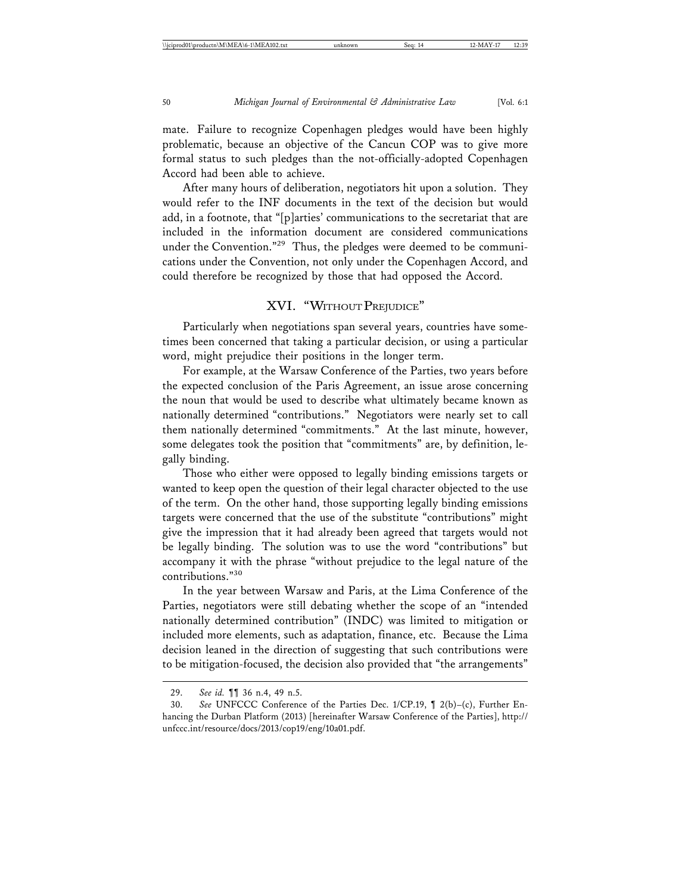mate. Failure to recognize Copenhagen pledges would have been highly problematic, because an objective of the Cancun COP was to give more formal status to such pledges than the not-officially-adopted Copenhagen Accord had been able to achieve.

After many hours of deliberation, negotiators hit upon a solution. They would refer to the INF documents in the text of the decision but would add, in a footnote, that "[p]arties' communications to the secretariat that are included in the information document are considered communications under the Convention."[29] Thus, the pledges were deemed to be communications under the Convention, not only under the Copenhagen Accord, and could therefore be recognized by those that had opposed the Accord.

## XVI. "Without Prejudice"

Particularly when negotiations span several years, countries have sometimes been concerned that taking a particular decision, or using a particular word, might prejudice their positions in the longer term.

For example, at the Warsaw Conference of the Parties, two years before the expected conclusion of the Paris Agreement, an issue arose concerning the noun that would be used to describe what ultimately became known as nationally determined "contributions." Negotiators were nearly set to call them nationally determined "commitments." At the last minute, however, some delegates took the position that "commitments" are, by definition, legally binding.

Those who either were opposed to legally binding emissions targets or wanted to keep open the question of their legal character objected to the use of the term. On the other hand, those supporting legally binding emissions targets were concerned that the use of the substitute "contributions" might give the impression that it had already been agreed that targets would not be legally binding. The solution was to use the word "contributions" but accompany it with the phrase "without prejudice to the legal nature of the contributions."[30]

In the year between Warsaw and Paris, at the Lima Conference of the Parties, negotiators were still debating whether the scope of an "intended nationally determined contribution" (INDC) was limited to mitigation or included more elements, such as adaptation, finance, etc. Because the Lima decision leaned in the direction of suggesting that such contributions were to be mitigation-focused, the decision also provided that "the arrangements"

---

29. *See id.* ¶¶ 36 n.4, 49 n.5.

30. *See* UNFCCC Conference of the Parties Dec. 1/CP.19, ¶ 2(b)–(c), Further Enhancing the Durban Platform (2013) [hereinafter Warsaw Conference of the Parties], http://unfccc.int/resource/docs/2013/cop19/eng/10a01.pdf.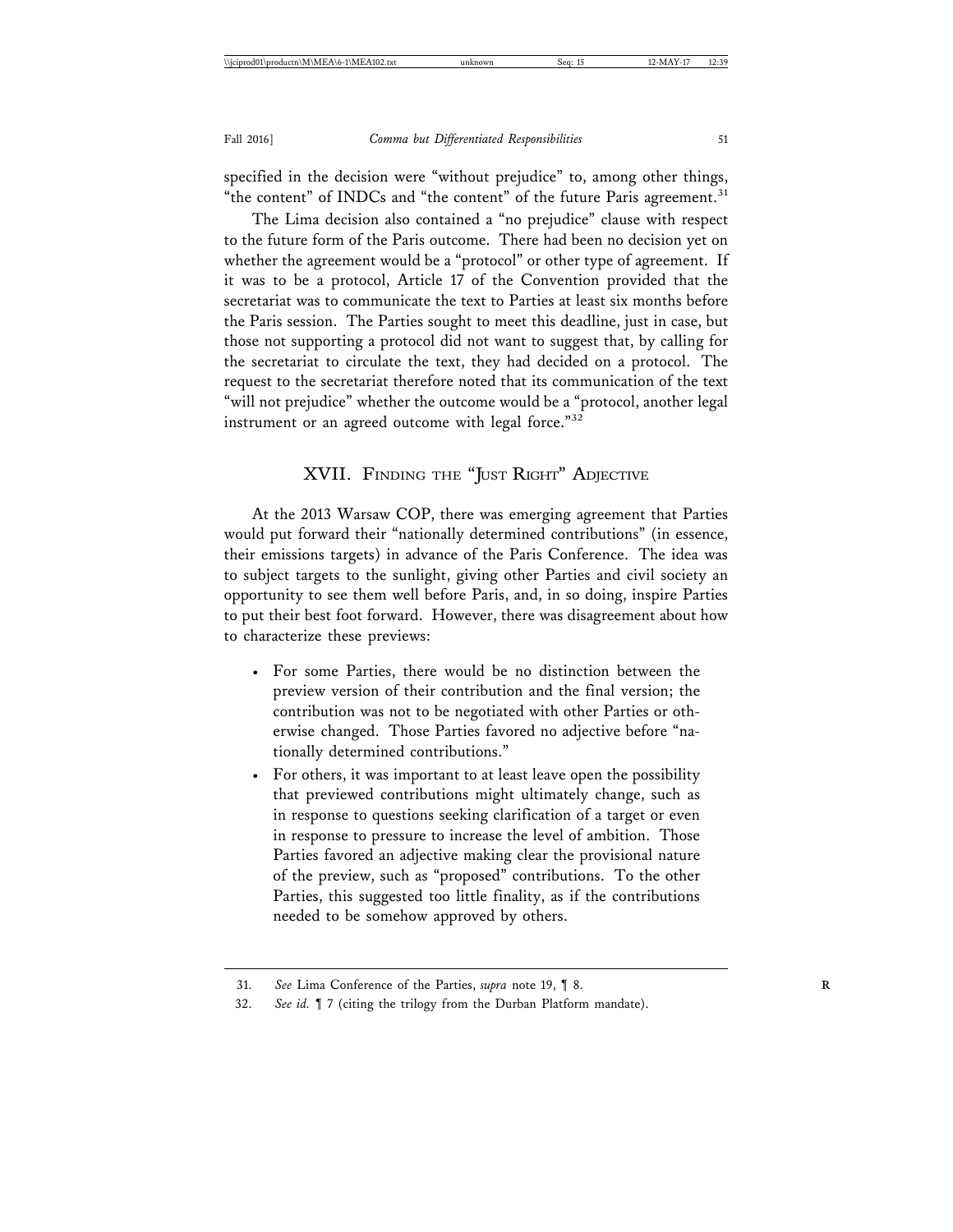specified in the decision were "without prejudice" to, among other things, "the content" of INDCs and "the content" of the future Paris agreement.[31]

The Lima decision also contained a "no prejudice" clause with respect to the future form of the Paris outcome. There had been no decision yet on whether the agreement would be a "protocol" or other type of agreement. If it was to be a protocol, Article 17 of the Convention provided that the secretariat was to communicate the text to Parties at least six months before the Paris session. The Parties sought to meet this deadline, just in case, but those not supporting a protocol did not want to suggest that, by calling for the secretariat to circulate the text, they had decided on a protocol. The request to the secretariat therefore noted that its communication of the text "will not prejudice" whether the outcome would be a "protocol, another legal instrument or an agreed outcome with legal force."[32]

## XVII. Finding the "Just Right" Adjective

At the 2013 Warsaw COP, there was emerging agreement that Parties would put forward their "nationally determined contributions" (in essence, their emissions targets) in advance of the Paris Conference. The idea was to subject targets to the sunlight, giving other Parties and civil society an opportunity to see them well before Paris, and, in so doing, inspire Parties to put their best foot forward. However, there was disagreement about how to characterize these previews:

- For some Parties, there would be no distinction between the preview version of their contribution and the final version; the contribution was not to be negotiated with other Parties or otherwise changed. Those Parties favored no adjective before "nationally determined contributions."
- For others, it was important to at least leave open the possibility that previewed contributions might ultimately change, such as in response to questions seeking clarification of a target or even in response to pressure to increase the level of ambition. Those Parties favored an adjective making clear the provisional nature of the preview, such as "proposed" contributions. To the other Parties, this suggested too little finality, as if the contributions needed to be somehow approved by others.

---

31. *See* Lima Conference of the Parties, *supra* note 19, ¶ 8.

32. *See id.* ¶ 7 (citing the trilogy from the Durban Platform mandate).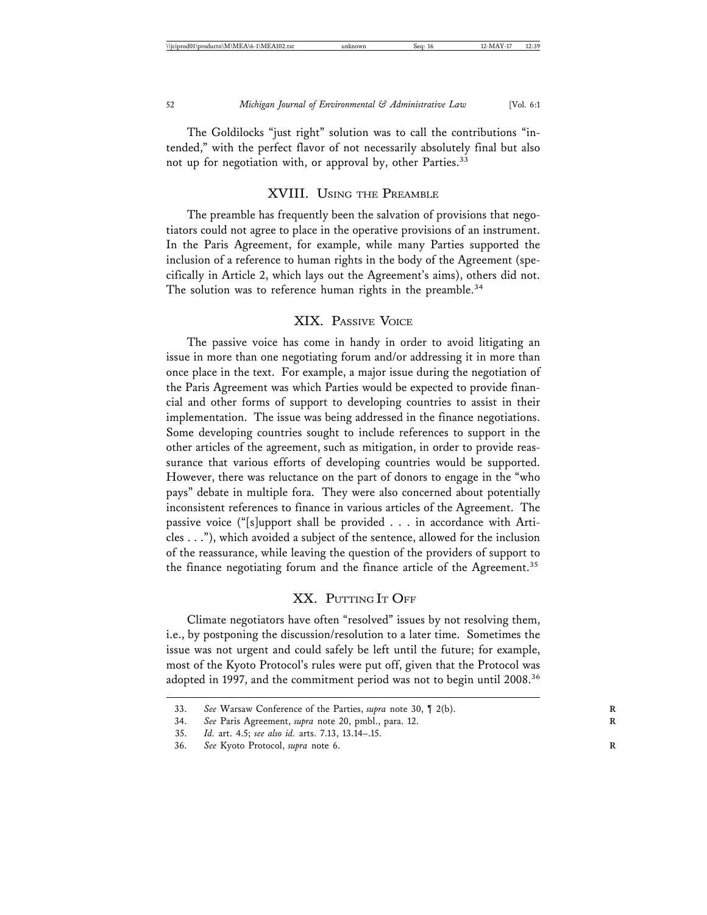The Goldilocks "just right" solution was to call the contributions "intended," with the perfect flavor of not necessarily absolutely final but also not up for negotiation with, or approval by, other Parties.[33]

## XVIII. Using the Preamble

The preamble has frequently been the salvation of provisions that negotiators could not agree to place in the operative provisions of an instrument. In the Paris Agreement, for example, while many Parties supported the inclusion of a reference to human rights in the body of the Agreement (specifically in Article 2, which lays out the Agreement's aims), others did not. The solution was to reference human rights in the preamble.[34]

## XIX. Passive Voice

The passive voice has come in handy in order to avoid litigating an issue in more than one negotiating forum and/or addressing it in more than once place in the text. For example, a major issue during the negotiation of the Paris Agreement was which Parties would be expected to provide financial and other forms of support to developing countries to assist in their implementation. The issue was being addressed in the finance negotiations. Some developing countries sought to include references to support in the other articles of the agreement, such as mitigation, in order to provide reassurance that various efforts of developing countries would be supported. However, there was reluctance on the part of donors to engage in the "who pays" debate in multiple fora. They were also concerned about potentially inconsistent references to finance in various articles of the Agreement. The passive voice ("[s]upport shall be provided . . . in accordance with Articles . . ."), which avoided a subject of the sentence, allowed for the inclusion of the reassurance, while leaving the question of the providers of support to the finance negotiating forum and the finance article of the Agreement.[35]

## XX. Putting It Off

Climate negotiators have often "resolved" issues by not resolving them, i.e., by postponing the discussion/resolution to a later time. Sometimes the issue was not urgent and could safely be left until the future; for example, most of the Kyoto Protocol's rules were put off, given that the Protocol was adopted in 1997, and the commitment period was not to begin until 2008.[36]

---

33. *See* Warsaw Conference of the Parties, *supra* note 30, ¶ 2(b).
34. *See* Paris Agreement, *supra* note 20, pmbl., para. 12.
35. *Id.* art. 4.5; *see also id.* arts. 7.13, 13.14–.15.
36. *See* Kyoto Protocol, *supra* note 6.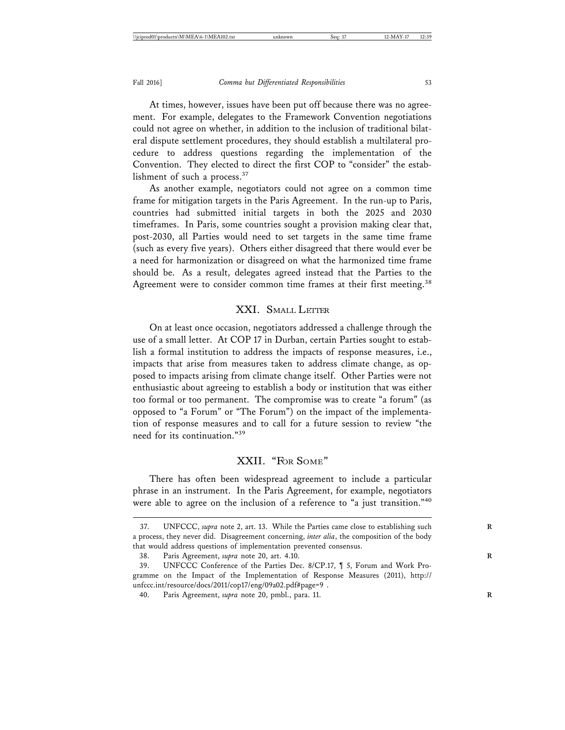At times, however, issues have been put off because there was no agreement. For example, delegates to the Framework Convention negotiations could not agree on whether, in addition to the inclusion of traditional bilateral dispute settlement procedures, they should establish a multilateral procedure to address questions regarding the implementation of the Convention. They elected to direct the first COP to "consider" the establishment of such a process.[37]

As another example, negotiators could not agree on a common time frame for mitigation targets in the Paris Agreement. In the run-up to Paris, countries had submitted initial targets in both the 2025 and 2030 timeframes. In Paris, some countries sought a provision making clear that, post-2030, all Parties would need to set targets in the same time frame (such as every five years). Others either disagreed that there would ever be a need for harmonization or disagreed on what the harmonized time frame should be. As a result, delegates agreed instead that the Parties to the Agreement were to consider common time frames at their first meeting.[38]

## XXI. Small Letter

On at least once occasion, negotiators addressed a challenge through the use of a small letter. At COP 17 in Durban, certain Parties sought to establish a formal institution to address the impacts of response measures, i.e., impacts that arise from measures taken to address climate change, as opposed to impacts arising from climate change itself. Other Parties were not enthusiastic about agreeing to establish a body or institution that was either too formal or too permanent. The compromise was to create "a forum" (as opposed to "a Forum" or "The Forum") on the impact of the implementation of response measures and to call for a future session to review "the need for its continuation."[39]

## XXII. "For Some"

There has often been widespread agreement to include a particular phrase in an instrument. In the Paris Agreement, for example, negotiators were able to agree on the inclusion of a reference to "a just transition."[40]

---

37. UNFCCC, *supra* note 2, art. 13. While the Parties came close to establishing such a process, they never did. Disagreement concerning, *inter alia*, the composition of the body that would address questions of implementation prevented consensus.

38. Paris Agreement, *supra* note 20, art. 4.10.

39. UNFCCC Conference of the Parties Dec. 8/CP.17, ¶ 5, Forum and Work Programme on the Impact of the Implementation of Response Measures (2011), http://unfccc.int/resource/docs/2011/cop17/eng/09a02.pdf#page=9 .

40. Paris Agreement, *supra* note 20, pmbl., para. 11.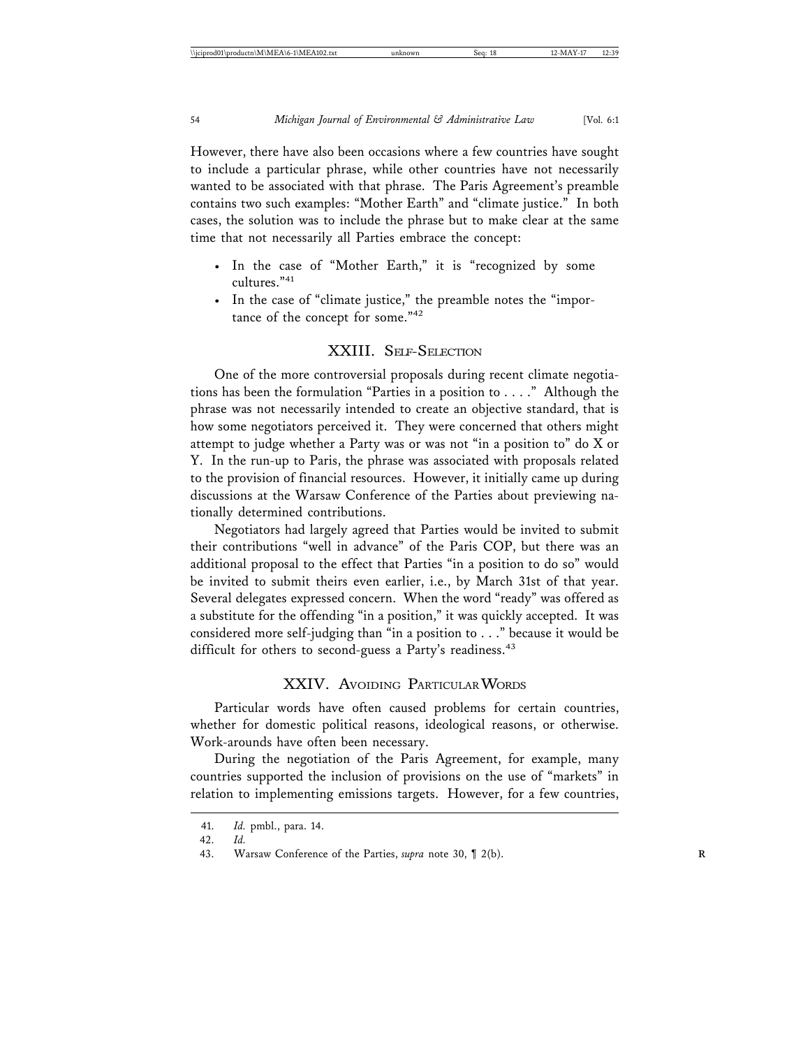However, there have also been occasions where a few countries have sought to include a particular phrase, while other countries have not necessarily wanted to be associated with that phrase. The Paris Agreement's preamble contains two such examples: "Mother Earth" and "climate justice." In both cases, the solution was to include the phrase but to make clear at the same time that not necessarily all Parties embrace the concept:

- In the case of "Mother Earth," it is "recognized by some cultures."[41]
- In the case of "climate justice," the preamble notes the "importance of the concept for some."[42]

## XXIII. Self-Selection

One of the more controversial proposals during recent climate negotiations has been the formulation "Parties in a position to . . . ." Although the phrase was not necessarily intended to create an objective standard, that is how some negotiators perceived it. They were concerned that others might attempt to judge whether a Party was or was not "in a position to" do X or Y. In the run-up to Paris, the phrase was associated with proposals related to the provision of financial resources. However, it initially came up during discussions at the Warsaw Conference of the Parties about previewing nationally determined contributions.

Negotiators had largely agreed that Parties would be invited to submit their contributions "well in advance" of the Paris COP, but there was an additional proposal to the effect that Parties "in a position to do so" would be invited to submit theirs even earlier, i.e., by March 31st of that year. Several delegates expressed concern. When the word "ready" was offered as a substitute for the offending "in a position," it was quickly accepted. It was considered more self-judging than "in a position to . . ." because it would be difficult for others to second-guess a Party's readiness.[43]

## XXIV. Avoiding Particular Words

Particular words have often caused problems for certain countries, whether for domestic political reasons, ideological reasons, or otherwise. Work-arounds have often been necessary.

During the negotiation of the Paris Agreement, for example, many countries supported the inclusion of provisions on the use of "markets" in relation to implementing emissions targets. However, for a few countries,

---

41. *Id.* pmbl., para. 14.

42. *Id.*

43. Warsaw Conference of the Parties, *supra* note 30, ¶ 2(b).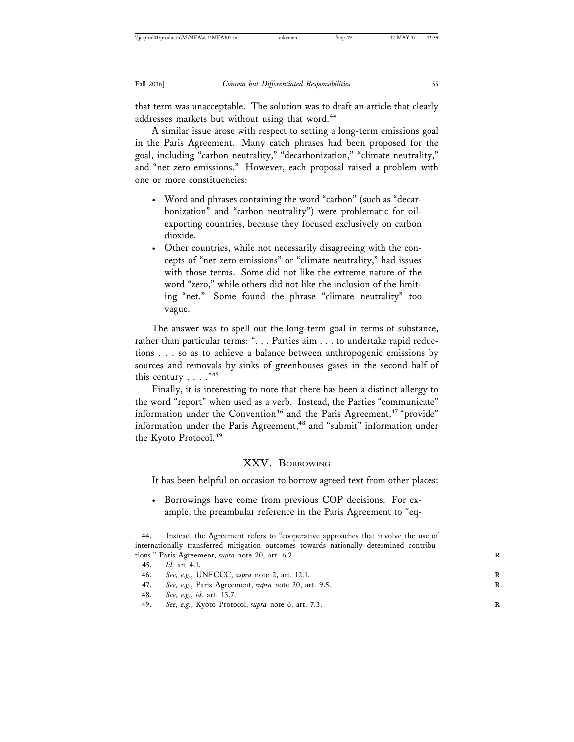that term was unacceptable. The solution was to draft an article that clearly addresses markets but without using that word.[44]

A similar issue arose with respect to setting a long-term emissions goal in the Paris Agreement. Many catch phrases had been proposed for the goal, including "carbon neutrality," "decarbonization," "climate neutrality," and "net zero emissions." However, each proposal raised a problem with one or more constituencies:

- Word and phrases containing the word "carbon" (such as "decarbonization" and "carbon neutrality") were problematic for oil-exporting countries, because they focused exclusively on carbon dioxide.
- Other countries, while not necessarily disagreeing with the concepts of "net zero emissions" or "climate neutrality," had issues with those terms. Some did not like the extreme nature of the word "zero," while others did not like the inclusion of the limiting "net." Some found the phrase "climate neutrality" too vague.

The answer was to spell out the long-term goal in terms of substance, rather than particular terms: ". . . Parties aim . . . to undertake rapid reductions . . . so as to achieve a balance between anthropogenic emissions by sources and removals by sinks of greenhouses gases in the second half of this century . . . ."[45]

Finally, it is interesting to note that there has been a distinct allergy to the word "report" when used as a verb. Instead, the Parties "communicate" information under the Convention[46] and the Paris Agreement,[47] "provide" information under the Paris Agreement,[48] and "submit" information under the Kyoto Protocol.[49]

## XXV. Borrowing

It has been helpful on occasion to borrow agreed text from other places:

- Borrowings have come from previous COP decisions. For example, the preambular reference in the Paris Agreement to "eq-

---

44. Instead, the Agreement refers to "cooperative approaches that involve the use of internationally transferred mitigation outcomes towards nationally determined contributions." Paris Agreement, *supra* note 20, art. 6.2.

45. *Id.* art 4.1.

46. *See, e.g.*, UNFCCC, *supra* note 2, art. 12.1.

47. *See, e.g.*, Paris Agreement, *supra* note 20, art. 9.5.

48. *See, e.g.*, *id.* art. 13.7.

49. *See, e.g.*, Kyoto Protocol, *supra* note 6, art. 7.3.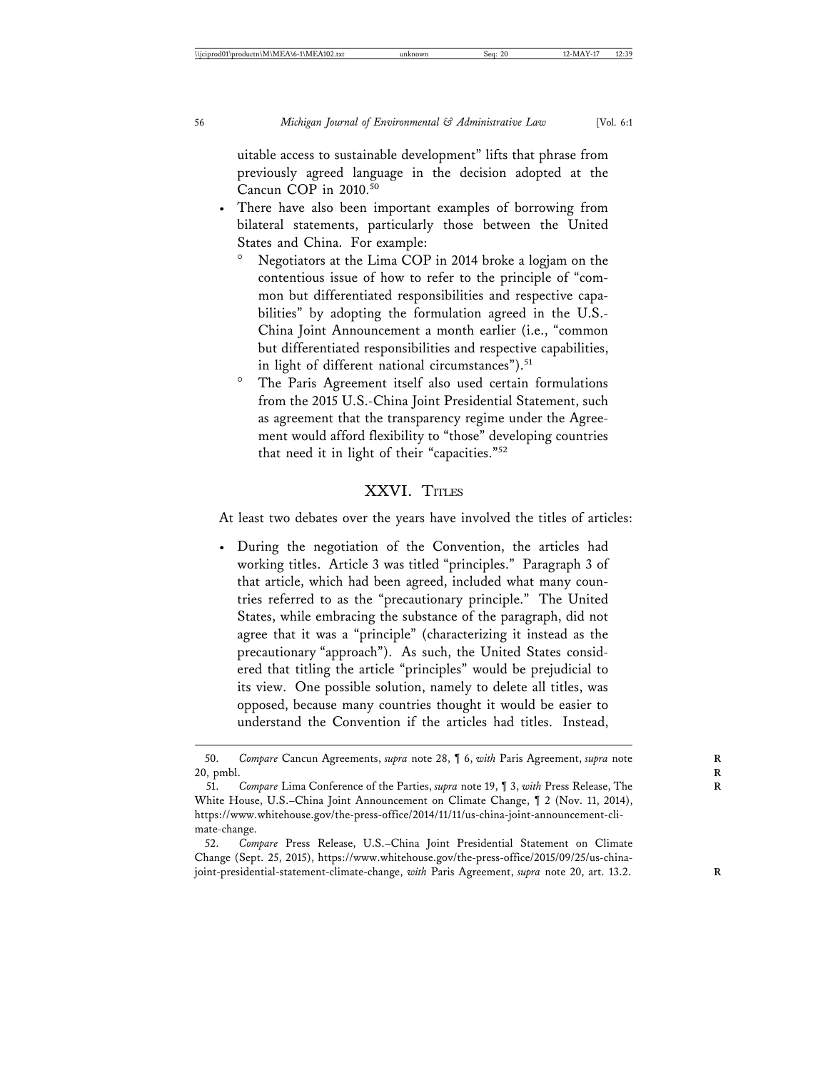uitable access to sustainable development" lifts that phrase from previously agreed language in the decision adopted at the Cancun COP in 2010.[50]

- There have also been important examples of borrowing from bilateral statements, particularly those between the United States and China. For example:
  - Negotiators at the Lima COP in 2014 broke a logjam on the contentious issue of how to refer to the principle of "common but differentiated responsibilities and respective capabilities" by adopting the formulation agreed in the U.S.-China Joint Announcement a month earlier (i.e., "common but differentiated responsibilities and respective capabilities, in light of different national circumstances").[51]
  - The Paris Agreement itself also used certain formulations from the 2015 U.S.-China Joint Presidential Statement, such as agreement that the transparency regime under the Agreement would afford flexibility to "those" developing countries that need it in light of their "capacities."[52]

## XXVI. Titles

At least two debates over the years have involved the titles of articles:

- During the negotiation of the Convention, the articles had working titles. Article 3 was titled "principles." Paragraph 3 of that article, which had been agreed, included what many countries referred to as the "precautionary principle." The United States, while embracing the substance of the paragraph, did not agree that it was a "principle" (characterizing it instead as the precautionary "approach"). As such, the United States considered that titling the article "principles" would be prejudicial to its view. One possible solution, namely to delete all titles, was opposed, because many countries thought it would be easier to understand the Convention if the articles had titles. Instead,

---

50. *Compare* Cancun Agreements, *supra* note 28, ¶ 6, *with* Paris Agreement, *supra* note 20, pmbl.

51. *Compare* Lima Conference of the Parties, *supra* note 19, ¶ 3, *with* Press Release, The White House, U.S.–China Joint Announcement on Climate Change, ¶ 2 (Nov. 11, 2014), https://www.whitehouse.gov/the-press-office/2014/11/11/us-china-joint-announcement-climate-change.

52. *Compare* Press Release, U.S.–China Joint Presidential Statement on Climate Change (Sept. 25, 2015), https://www.whitehouse.gov/the-press-office/2015/09/25/us-china-joint-presidential-statement-climate-change, *with* Paris Agreement, *supra* note 20, art. 13.2.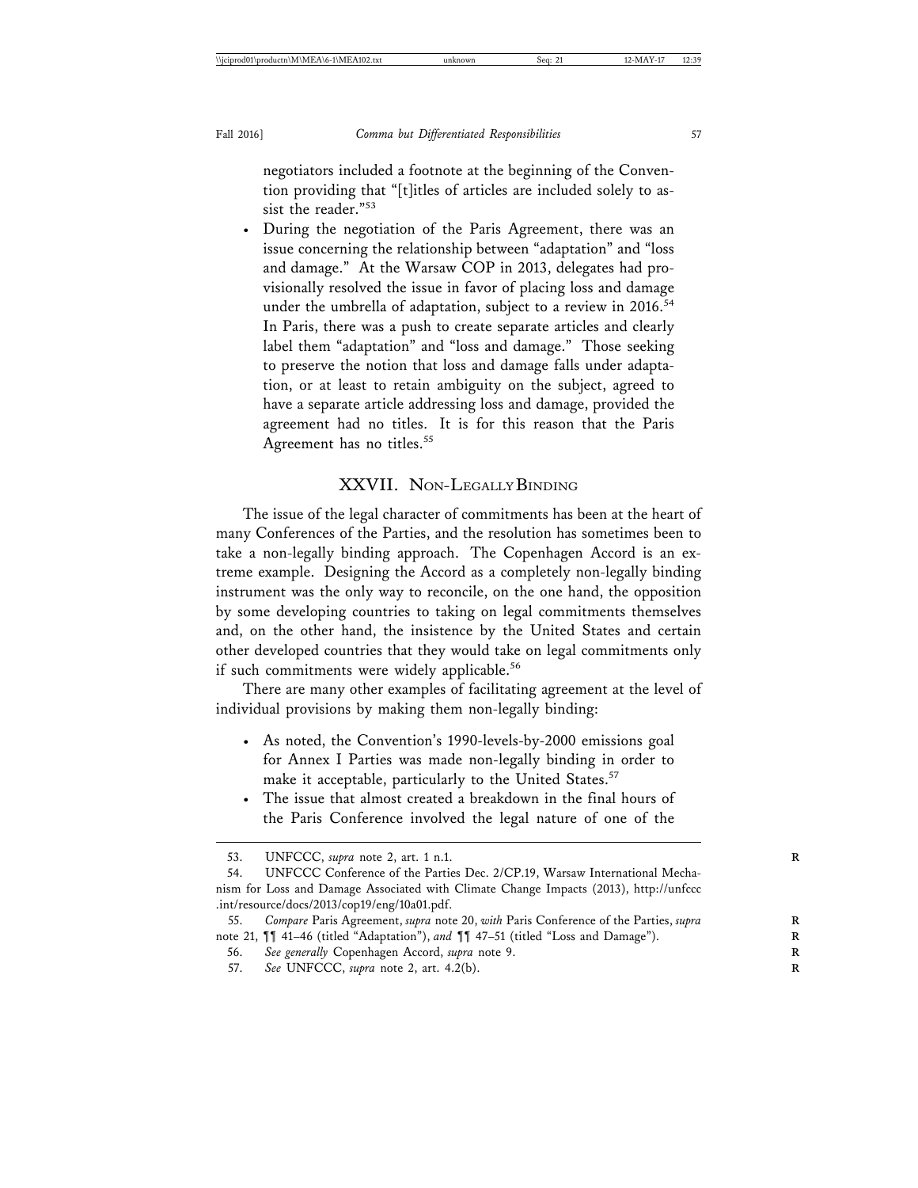negotiators included a footnote at the beginning of the Convention providing that "[t]itles of articles are included solely to assist the reader."[53]

- During the negotiation of the Paris Agreement, there was an issue concerning the relationship between "adaptation" and "loss and damage." At the Warsaw COP in 2013, delegates had provisionally resolved the issue in favor of placing loss and damage under the umbrella of adaptation, subject to a review in 2016.[54] In Paris, there was a push to create separate articles and clearly label them "adaptation" and "loss and damage." Those seeking to preserve the notion that loss and damage falls under adaptation, or at least to retain ambiguity on the subject, agreed to have a separate article addressing loss and damage, provided the agreement had no titles. It is for this reason that the Paris Agreement has no titles.[55]

## XXVII. Non-Legally Binding

The issue of the legal character of commitments has been at the heart of many Conferences of the Parties, and the resolution has sometimes been to take a non-legally binding approach. The Copenhagen Accord is an extreme example. Designing the Accord as a completely non-legally binding instrument was the only way to reconcile, on the one hand, the opposition by some developing countries to taking on legal commitments themselves and, on the other hand, the insistence by the United States and certain other developed countries that they would take on legal commitments only if such commitments were widely applicable.[56]

There are many other examples of facilitating agreement at the level of individual provisions by making them non-legally binding:

- As noted, the Convention's 1990-levels-by-2000 emissions goal for Annex I Parties was made non-legally binding in order to make it acceptable, particularly to the United States.[57]
- The issue that almost created a breakdown in the final hours of the Paris Conference involved the legal nature of one of the

---

53. UNFCCC, *supra* note 2, art. 1 n.1.

54. UNFCCC Conference of the Parties Dec. 2/CP.19, Warsaw International Mechanism for Loss and Damage Associated with Climate Change Impacts (2013), http://unfccc.int/resource/docs/2013/cop19/eng/10a01.pdf.

55. *Compare* Paris Agreement, *supra* note 20, *with* Paris Conference of the Parties, *supra* note 21, ¶¶ 41–46 (titled "Adaptation"), *and* ¶¶ 47–51 (titled "Loss and Damage").

56. *See generally* Copenhagen Accord, *supra* note 9.

57. *See* UNFCCC, *supra* note 2, art. 4.2(b).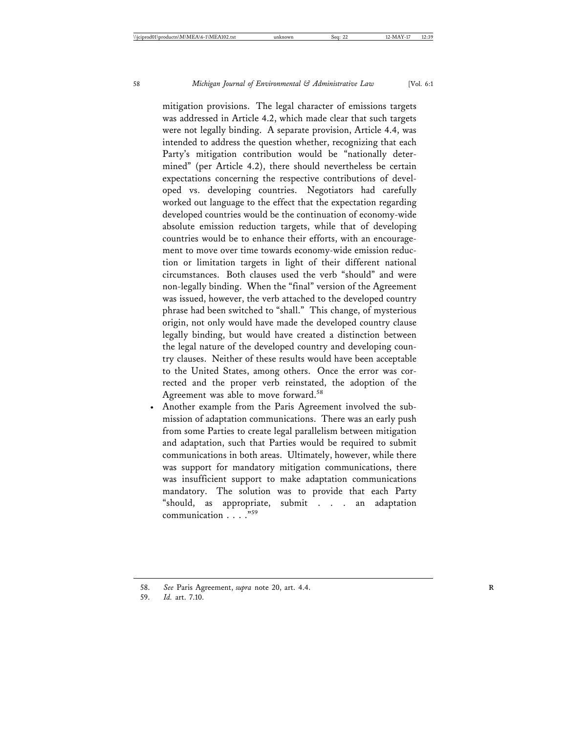mitigation provisions. The legal character of emissions targets was addressed in Article 4.2, which made clear that such targets were not legally binding. A separate provision, Article 4.4, was intended to address the question whether, recognizing that each Party's mitigation contribution would be "nationally determined" (per Article 4.2), there should nevertheless be certain expectations concerning the respective contributions of developed vs. developing countries. Negotiators had carefully worked out language to the effect that the expectation regarding developed countries would be the continuation of economy-wide absolute emission reduction targets, while that of developing countries would be to enhance their efforts, with an encouragement to move over time towards economy-wide emission reduction or limitation targets in light of their different national circumstances. Both clauses used the verb "should" and were non-legally binding. When the "final" version of the Agreement was issued, however, the verb attached to the developed country phrase had been switched to "shall." This change, of mysterious origin, not only would have made the developed country clause legally binding, but would have created a distinction between the legal nature of the developed country and developing country clauses. Neither of these results would have been acceptable to the United States, among others. Once the error was corrected and the proper verb reinstated, the adoption of the Agreement was able to move forward.[58]

- Another example from the Paris Agreement involved the submission of adaptation communications. There was an early push from some Parties to create legal parallelism between mitigation and adaptation, such that Parties would be required to submit communications in both areas. Ultimately, however, while there was support for mandatory mitigation communications, there was insufficient support to make adaptation communications mandatory. The solution was to provide that each Party "should, as appropriate, submit . . . an adaptation communication . . . ."[59]

---

58. *See* Paris Agreement, *supra* note 20, art. 4.4.
59. *Id.* art. 7.10.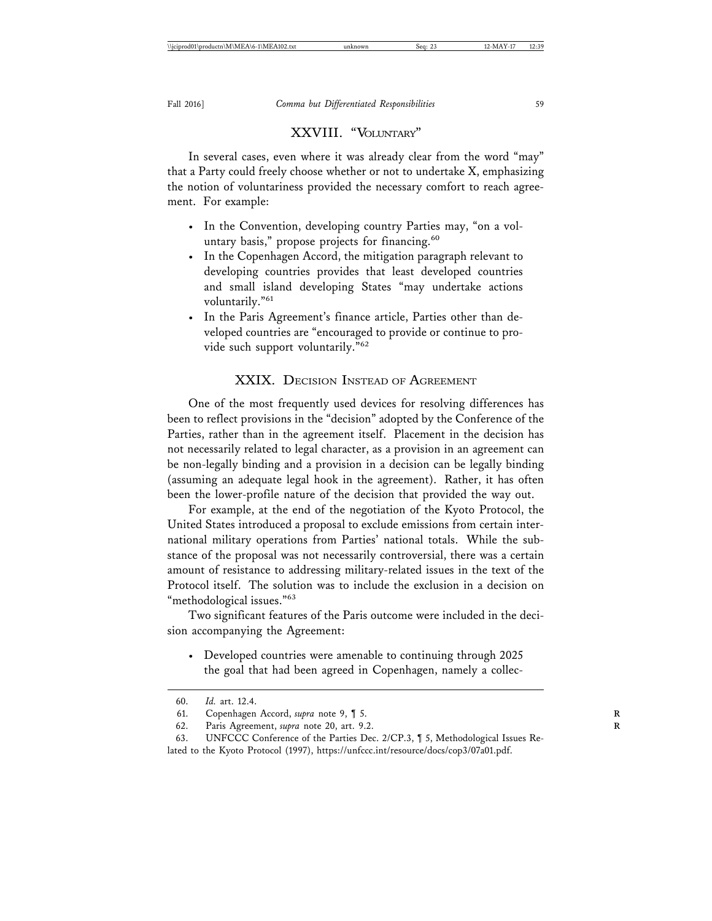## XXVIII. "Voluntary"

In several cases, even where it was already clear from the word "may" that a Party could freely choose whether or not to undertake X, emphasizing the notion of voluntariness provided the necessary comfort to reach agreement. For example:

- In the Convention, developing country Parties may, "on a voluntary basis," propose projects for financing.[60]
- In the Copenhagen Accord, the mitigation paragraph relevant to developing countries provides that least developed countries and small island developing States "may undertake actions voluntarily."[61]
- In the Paris Agreement's finance article, Parties other than developed countries are "encouraged to provide or continue to provide such support voluntarily."[62]

## XXIX. Decision Instead of Agreement

One of the most frequently used devices for resolving differences has been to reflect provisions in the "decision" adopted by the Conference of the Parties, rather than in the agreement itself. Placement in the decision has not necessarily related to legal character, as a provision in an agreement can be non-legally binding and a provision in a decision can be legally binding (assuming an adequate legal hook in the agreement). Rather, it has often been the lower-profile nature of the decision that provided the way out.

For example, at the end of the negotiation of the Kyoto Protocol, the United States introduced a proposal to exclude emissions from certain international military operations from Parties' national totals. While the substance of the proposal was not necessarily controversial, there was a certain amount of resistance to addressing military-related issues in the text of the Protocol itself. The solution was to include the exclusion in a decision on "methodological issues."[63]

Two significant features of the Paris outcome were included in the decision accompanying the Agreement:

- Developed countries were amenable to continuing through 2025 the goal that had been agreed in Copenhagen, namely a collec-

---

60. *Id.* art. 12.4.

61. Copenhagen Accord, *supra* note 9, ¶ 5.

62. Paris Agreement, *supra* note 20, art. 9.2.

63. UNFCCC Conference of the Parties Dec. 2/CP.3, ¶ 5, Methodological Issues Related to the Kyoto Protocol (1997), https://unfccc.int/resource/docs/cop3/07a01.pdf.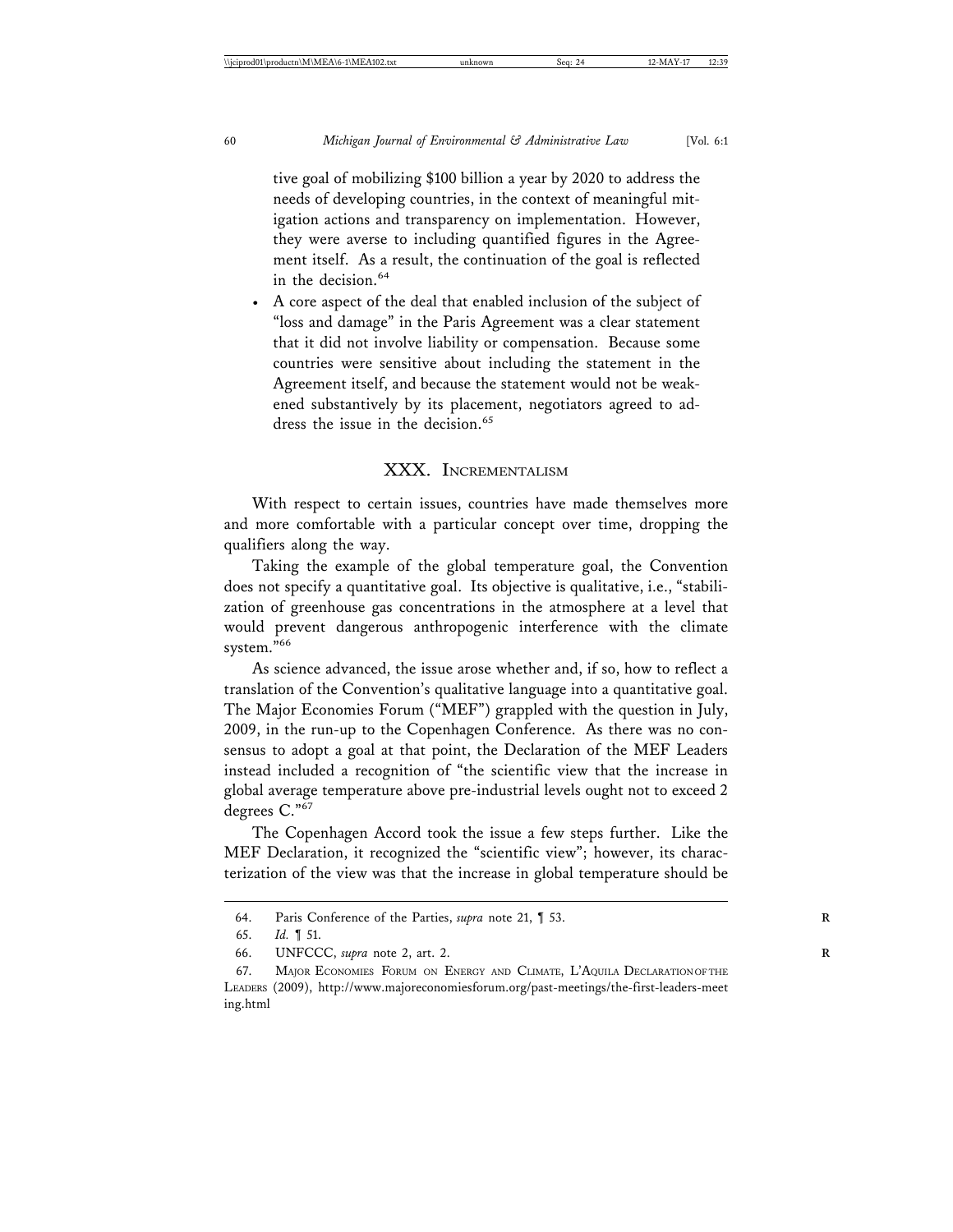tive goal of mobilizing $100 billion a year by 2020 to address the needs of developing countries, in the context of meaningful mitigation actions and transparency on implementation. However, they were averse to including quantified figures in the Agreement itself. As a result, the continuation of the goal is reflected in the decision.[64]

- A core aspect of the deal that enabled inclusion of the subject of "loss and damage" in the Paris Agreement was a clear statement that it did not involve liability or compensation. Because some countries were sensitive about including the statement in the Agreement itself, and because the statement would not be weakened substantively by its placement, negotiators agreed to address the issue in the decision.[65]

## XXX. Incrementalism

With respect to certain issues, countries have made themselves more and more comfortable with a particular concept over time, dropping the qualifiers along the way.

Taking the example of the global temperature goal, the Convention does not specify a quantitative goal. Its objective is qualitative, i.e., "stabilization of greenhouse gas concentrations in the atmosphere at a level that would prevent dangerous anthropogenic interference with the climate system."[66]

As science advanced, the issue arose whether and, if so, how to reflect a translation of the Convention's qualitative language into a quantitative goal. The Major Economies Forum ("MEF") grappled with the question in July, 2009, in the run-up to the Copenhagen Conference. As there was no consensus to adopt a goal at that point, the Declaration of the MEF Leaders instead included a recognition of "the scientific view that the increase in global average temperature above pre-industrial levels ought not to exceed 2 degrees C."[67]

The Copenhagen Accord took the issue a few steps further. Like the MEF Declaration, it recognized the "scientific view"; however, its characterization of the view was that the increase in global temperature should be

---

64. Paris Conference of the Parties, *supra* note 21, ¶ 53.

65. *Id.* ¶ 51.

66. UNFCCC, *supra* note 2, art. 2.

67. Major Economies Forum on Energy and Climate, L'Aquila Declaration of the Leaders (2009), http://www.majoreconomiesforum.org/past-meetings/the-first-leaders-meeting.html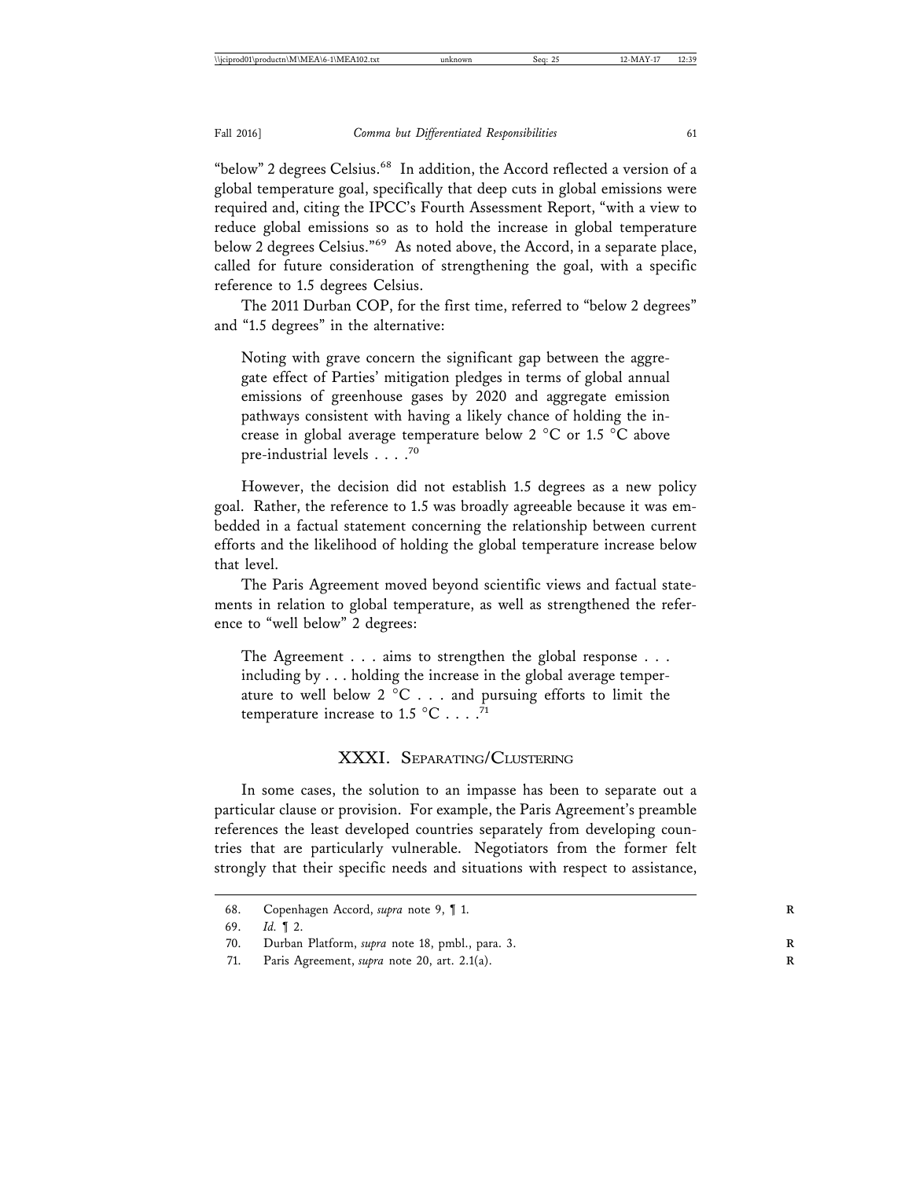"below" 2 degrees Celsius.[68] In addition, the Accord reflected a version of a global temperature goal, specifically that deep cuts in global emissions were required and, citing the IPCC's Fourth Assessment Report, "with a view to reduce global emissions so as to hold the increase in global temperature below 2 degrees Celsius."[69] As noted above, the Accord, in a separate place, called for future consideration of strengthening the goal, with a specific reference to 1.5 degrees Celsius.

The 2011 Durban COP, for the first time, referred to "below 2 degrees" and "1.5 degrees" in the alternative:

> Noting with grave concern the significant gap between the aggregate effect of Parties' mitigation pledges in terms of global annual emissions of greenhouse gases by 2020 and aggregate emission pathways consistent with having a likely chance of holding the increase in global average temperature below 2 °C or 1.5 °C above pre-industrial levels . . . .[70]

However, the decision did not establish 1.5 degrees as a new policy goal. Rather, the reference to 1.5 was broadly agreeable because it was embedded in a factual statement concerning the relationship between current efforts and the likelihood of holding the global temperature increase below that level.

The Paris Agreement moved beyond scientific views and factual statements in relation to global temperature, as well as strengthened the reference to "well below" 2 degrees:

> The Agreement . . . aims to strengthen the global response . . . including by . . . holding the increase in the global average temperature to well below 2 °C . . . and pursuing efforts to limit the temperature increase to 1.5 °C . . . .[71]

## XXXI. Separating/Clustering

In some cases, the solution to an impasse has been to separate out a particular clause or provision. For example, the Paris Agreement's preamble references the least developed countries separately from developing countries that are particularly vulnerable. Negotiators from the former felt strongly that their specific needs and situations with respect to assistance,

---

68. Copenhagen Accord, *supra* note 9, ¶ 1.

69. *Id.* ¶ 2.

70. Durban Platform, *supra* note 18, pmbl., para. 3.

71. Paris Agreement, *supra* note 20, art. 2.1(a).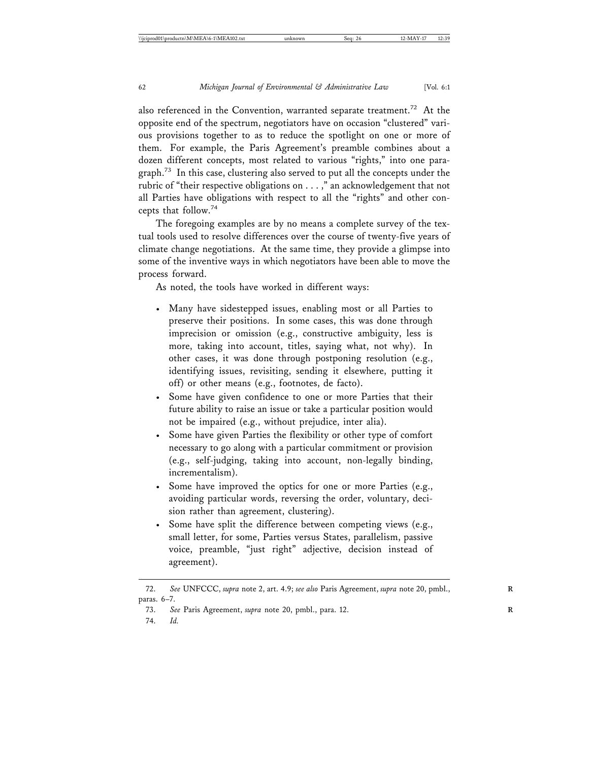also referenced in the Convention, warranted separate treatment.[72] At the opposite end of the spectrum, negotiators have on occasion "clustered" various provisions together to as to reduce the spotlight on one or more of them. For example, the Paris Agreement's preamble combines about a dozen different concepts, most related to various "rights," into one paragraph.[73] In this case, clustering also served to put all the concepts under the rubric of "their respective obligations on . . . ," an acknowledgement that not all Parties have obligations with respect to all the "rights" and other concepts that follow.[74]

The foregoing examples are by no means a complete survey of the textual tools used to resolve differences over the course of twenty-five years of climate change negotiations. At the same time, they provide a glimpse into some of the inventive ways in which negotiators have been able to move the process forward.

As noted, the tools have worked in different ways:

- Many have sidestepped issues, enabling most or all Parties to preserve their positions. In some cases, this was done through imprecision or omission (e.g., constructive ambiguity, less is more, taking into account, titles, saying what, not why). In other cases, it was done through postponing resolution (e.g., identifying issues, revisiting, sending it elsewhere, putting it off) or other means (e.g., footnotes, de facto).
- Some have given confidence to one or more Parties that their future ability to raise an issue or take a particular position would not be impaired (e.g., without prejudice, inter alia).
- Some have given Parties the flexibility or other type of comfort necessary to go along with a particular commitment or provision (e.g., self-judging, taking into account, non-legally binding, incrementalism).
- Some have improved the optics for one or more Parties (e.g., avoiding particular words, reversing the order, voluntary, decision rather than agreement, clustering).
- Some have split the difference between competing views (e.g., small letter, for some, Parties versus States, parallelism, passive voice, preamble, "just right" adjective, decision instead of agreement).

---

72. *See* UNFCCC, *supra* note 2, art. 4.9; *see also* Paris Agreement, *supra* note 20, pmbl., paras. 6–7.

73. *See* Paris Agreement, *supra* note 20, pmbl., para. 12.

74. *Id.*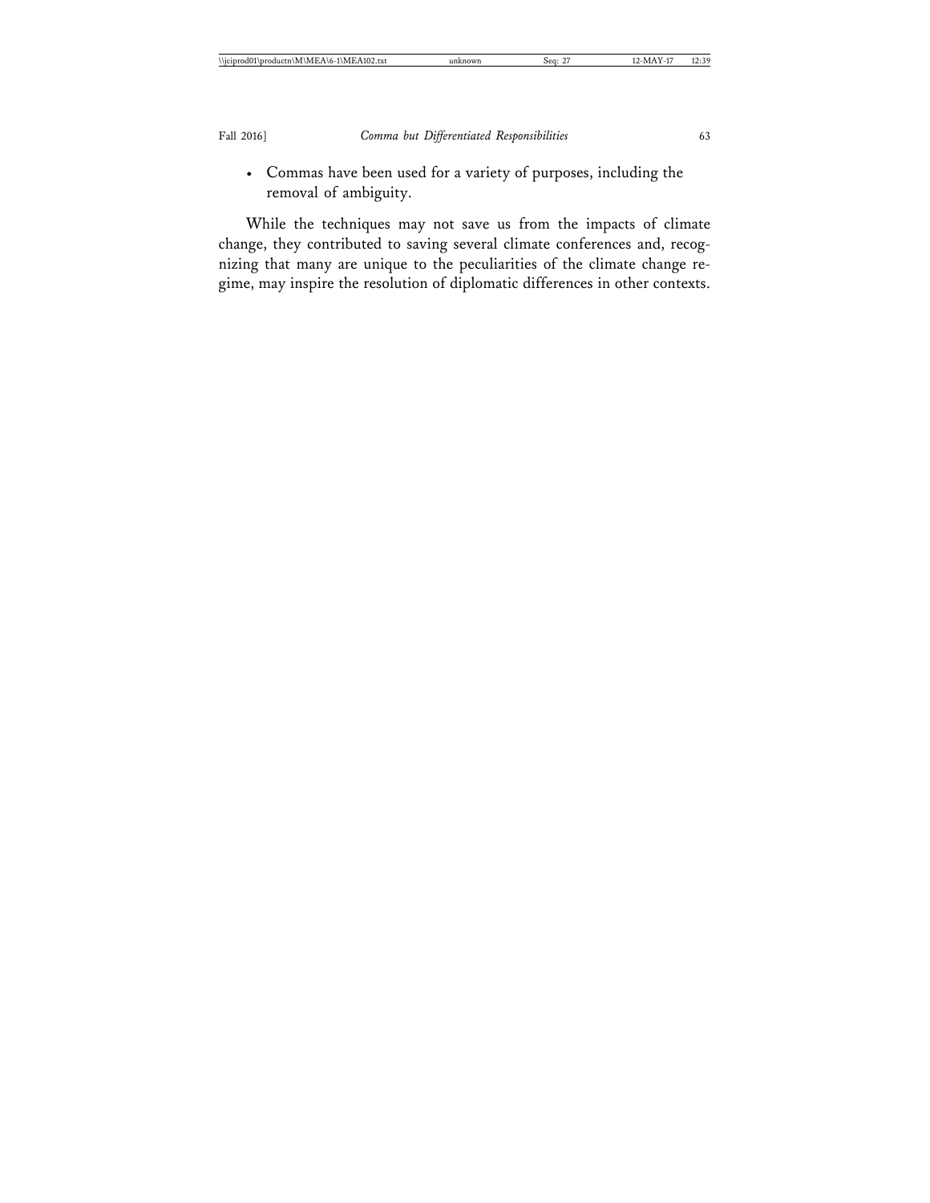- Commas have been used for a variety of purposes, including the removal of ambiguity.

While the techniques may not save us from the impacts of climate change, they contributed to saving several climate conferences and, recognizing that many are unique to the peculiarities of the climate change regime, may inspire the resolution of diplomatic differences in other contexts.